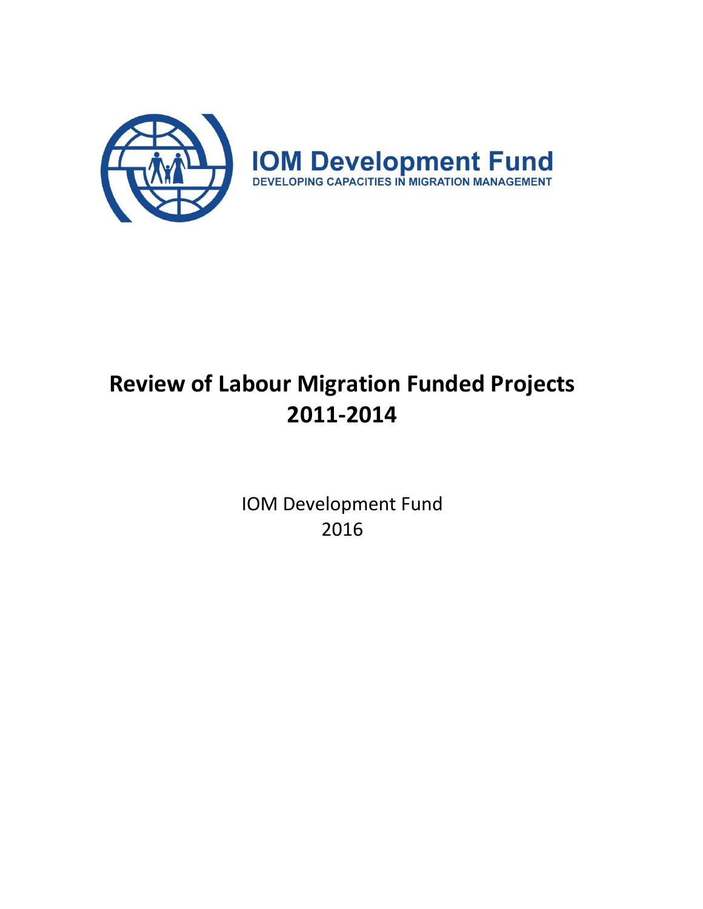**IOM Development Fund**
DEVELOPING CAPACITIES IN MIGRATION MANAGEMENT

# Review of Labour Migration Funded Projects 2011-2014

IOM Development Fund
2016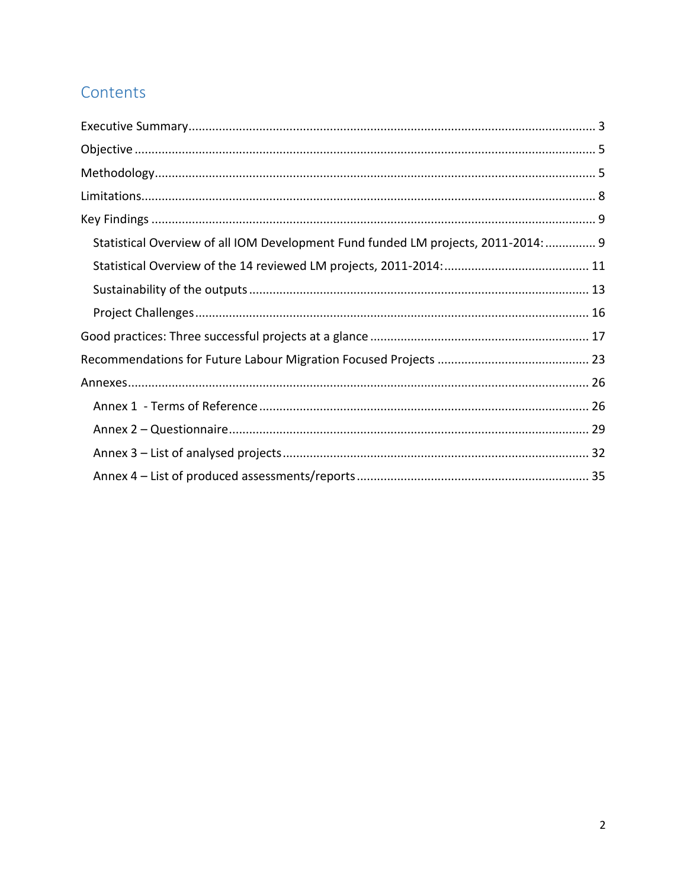# Contents

Executive Summary ........................................................................................................................ 3

Objective ........................................................................................................................................ 5

Methodology ................................................................................................................................... 5

Limitations ...................................................................................................................................... 8

Key Findings ................................................................................................................................... 9

- Statistical Overview of all IOM Development Fund funded LM projects, 2011-2014: ............... 9
- Statistical Overview of the 14 reviewed LM projects, 2011-2014: ........................................... 11
- Sustainability of the outputs .................................................................................................... 13
- Project Challenges .................................................................................................................... 16

Good practices: Three successful projects at a glance ................................................................. 17

Recommendations for Future Labour Migration Focused Projects ............................................. 23

Annexes ........................................................................................................................................ 26

- Annex 1 - Terms of Reference ................................................................................................. 26
- Annex 2 – Questionnaire .......................................................................................................... 29
- Annex 3 – List of analysed projects .......................................................................................... 32
- Annex 4 – List of produced assessments/reports .................................................................... 35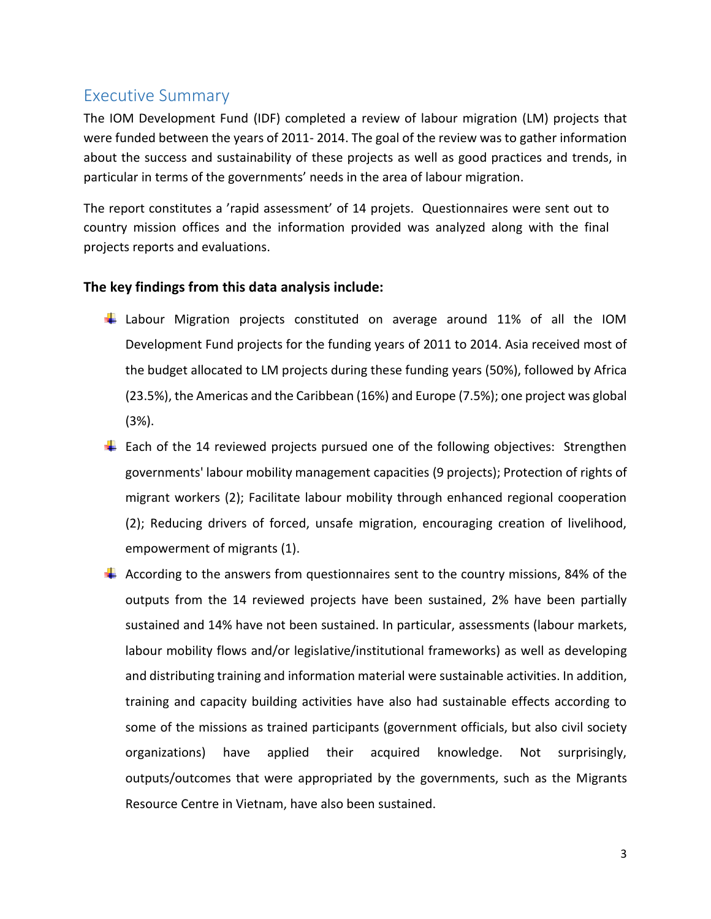## Executive Summary

The IOM Development Fund (IDF) completed a review of labour migration (LM) projects that were funded between the years of 2011- 2014. The goal of the review was to gather information about the success and sustainability of these projects as well as good practices and trends, in particular in terms of the governments' needs in the area of labour migration.

The report constitutes a 'rapid assessment' of 14 projets. Questionnaires were sent out to country mission offices and the information provided was analyzed along with the final projects reports and evaluations.

**The key findings from this data analysis include:**

- Labour Migration projects constituted on average around 11% of all the IOM Development Fund projects for the funding years of 2011 to 2014. Asia received most of the budget allocated to LM projects during these funding years (50%), followed by Africa (23.5%), the Americas and the Caribbean (16%) and Europe (7.5%); one project was global (3%).
- Each of the 14 reviewed projects pursued one of the following objectives: Strengthen governments' labour mobility management capacities (9 projects); Protection of rights of migrant workers (2); Facilitate labour mobility through enhanced regional cooperation (2); Reducing drivers of forced, unsafe migration, encouraging creation of livelihood, empowerment of migrants (1).
- According to the answers from questionnaires sent to the country missions, 84% of the outputs from the 14 reviewed projects have been sustained, 2% have been partially sustained and 14% have not been sustained. In particular, assessments (labour markets, labour mobility flows and/or legislative/institutional frameworks) as well as developing and distributing training and information material were sustainable activities. In addition, training and capacity building activities have also had sustainable effects according to some of the missions as trained participants (government officials, but also civil society organizations) have applied their acquired knowledge. Not surprisingly, outputs/outcomes that were appropriated by the governments, such as the Migrants Resource Centre in Vietnam, have also been sustained.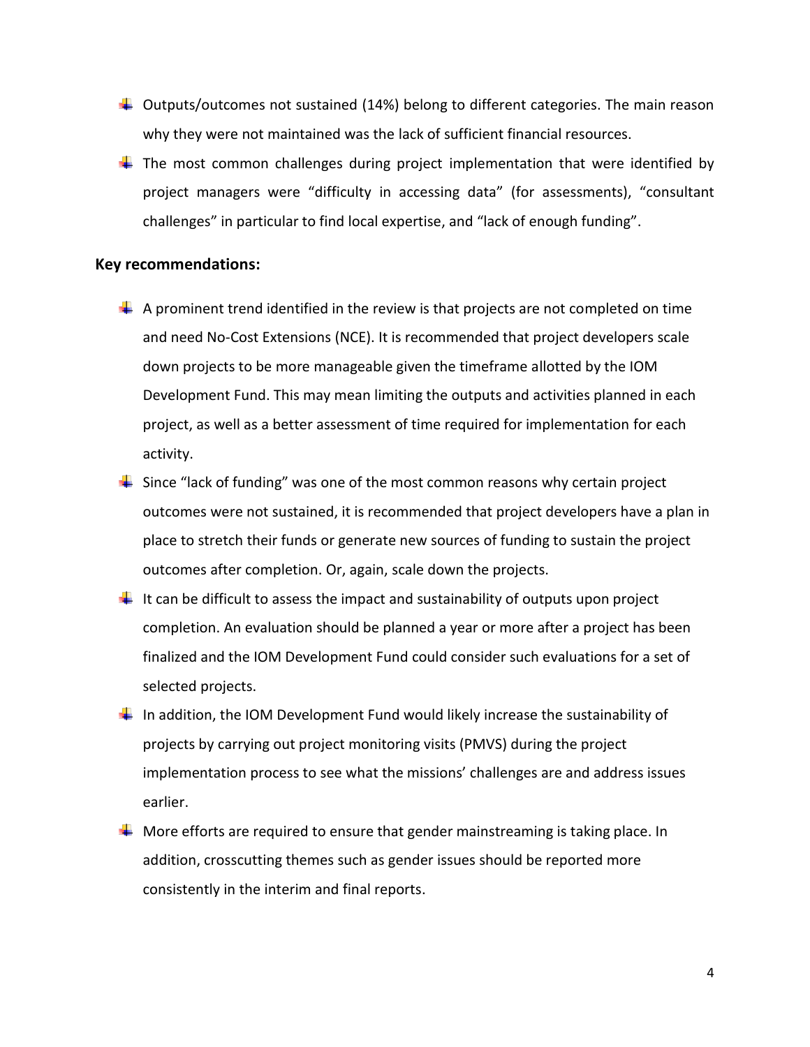- Outputs/outcomes not sustained (14%) belong to different categories. The main reason why they were not maintained was the lack of sufficient financial resources.
- The most common challenges during project implementation that were identified by project managers were "difficulty in accessing data" (for assessments), "consultant challenges" in particular to find local expertise, and "lack of enough funding".

**Key recommendations:**

- A prominent trend identified in the review is that projects are not completed on time and need No-Cost Extensions (NCE). It is recommended that project developers scale down projects to be more manageable given the timeframe allotted by the IOM Development Fund. This may mean limiting the outputs and activities planned in each project, as well as a better assessment of time required for implementation for each activity.
- Since "lack of funding" was one of the most common reasons why certain project outcomes were not sustained, it is recommended that project developers have a plan in place to stretch their funds or generate new sources of funding to sustain the project outcomes after completion. Or, again, scale down the projects.
- It can be difficult to assess the impact and sustainability of outputs upon project completion. An evaluation should be planned a year or more after a project has been finalized and the IOM Development Fund could consider such evaluations for a set of selected projects.
- In addition, the IOM Development Fund would likely increase the sustainability of projects by carrying out project monitoring visits (PMVS) during the project implementation process to see what the missions' challenges are and address issues earlier.
- More efforts are required to ensure that gender mainstreaming is taking place. In addition, crosscutting themes such as gender issues should be reported more consistently in the interim and final reports.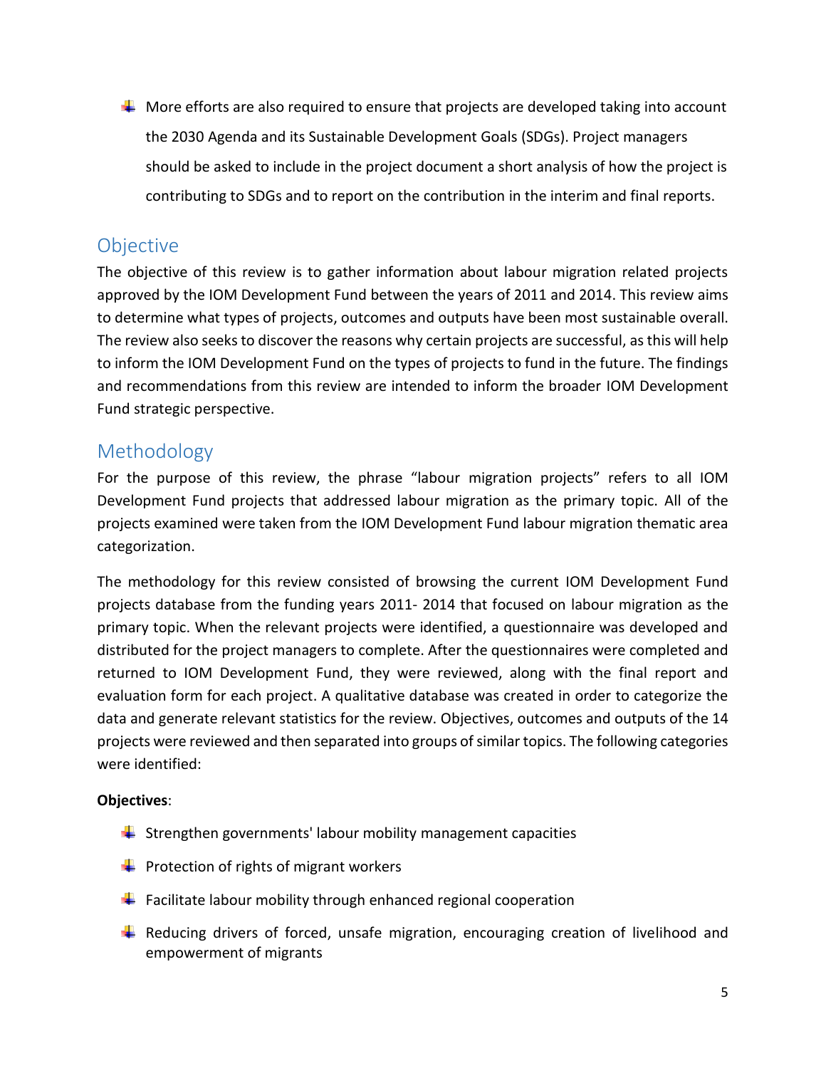- More efforts are also required to ensure that projects are developed taking into account the 2030 Agenda and its Sustainable Development Goals (SDGs). Project managers should be asked to include in the project document a short analysis of how the project is contributing to SDGs and to report on the contribution in the interim and final reports.

## Objective

The objective of this review is to gather information about labour migration related projects approved by the IOM Development Fund between the years of 2011 and 2014. This review aims to determine what types of projects, outcomes and outputs have been most sustainable overall. The review also seeks to discover the reasons why certain projects are successful, as this will help to inform the IOM Development Fund on the types of projects to fund in the future. The findings and recommendations from this review are intended to inform the broader IOM Development Fund strategic perspective.

## Methodology

For the purpose of this review, the phrase "labour migration projects" refers to all IOM Development Fund projects that addressed labour migration as the primary topic. All of the projects examined were taken from the IOM Development Fund labour migration thematic area categorization.

The methodology for this review consisted of browsing the current IOM Development Fund projects database from the funding years 2011- 2014 that focused on labour migration as the primary topic. When the relevant projects were identified, a questionnaire was developed and distributed for the project managers to complete. After the questionnaires were completed and returned to IOM Development Fund, they were reviewed, along with the final report and evaluation form for each project. A qualitative database was created in order to categorize the data and generate relevant statistics for the review. Objectives, outcomes and outputs of the 14 projects were reviewed and then separated into groups of similar topics. The following categories were identified:

**Objectives**:

- Strengthen governments' labour mobility management capacities
- Protection of rights of migrant workers
- Facilitate labour mobility through enhanced regional cooperation
- Reducing drivers of forced, unsafe migration, encouraging creation of livelihood and empowerment of migrants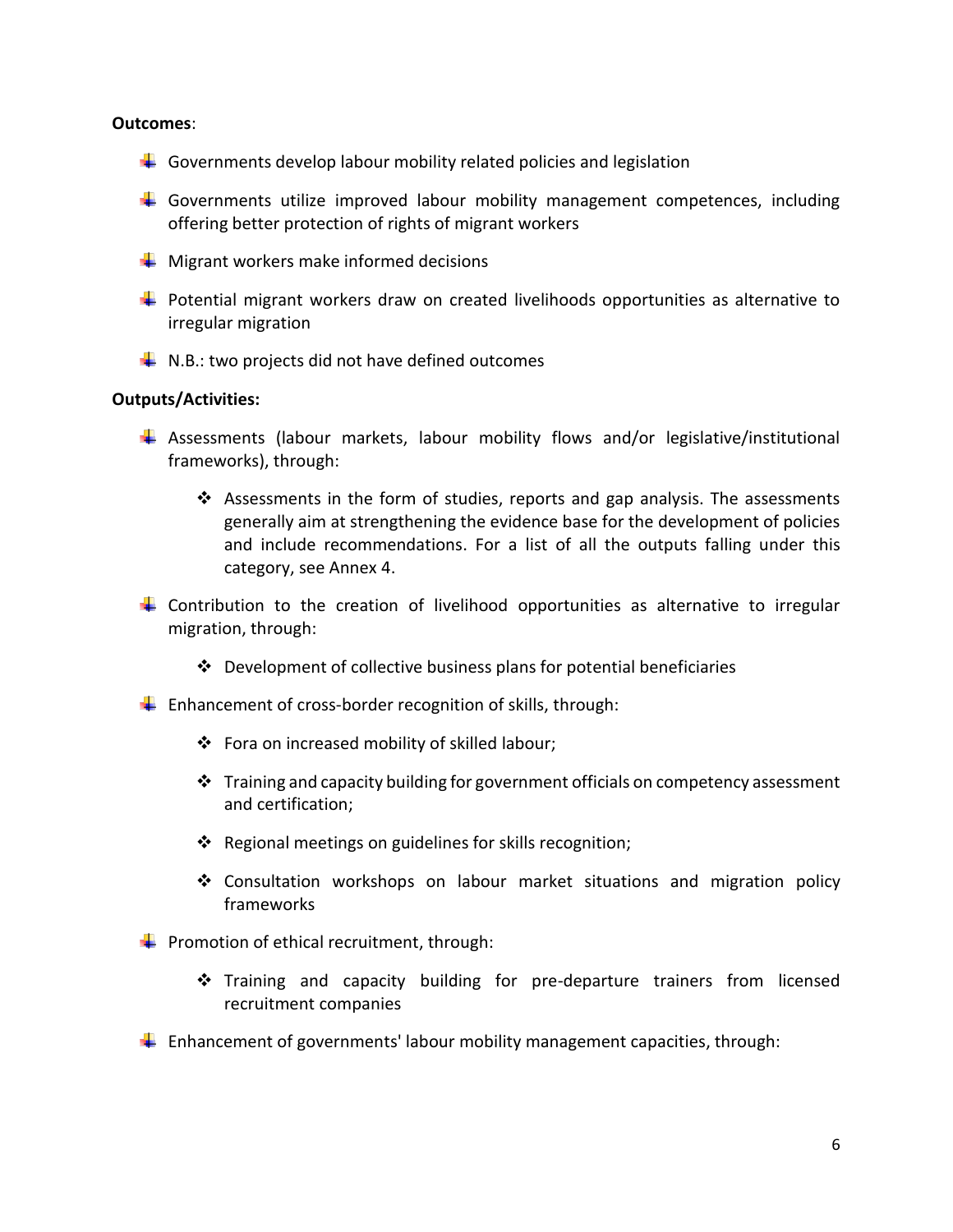**Outcomes**:

- Governments develop labour mobility related policies and legislation
- Governments utilize improved labour mobility management competences, including offering better protection of rights of migrant workers
- Migrant workers make informed decisions
- Potential migrant workers draw on created livelihoods opportunities as alternative to irregular migration
- N.B.: two projects did not have defined outcomes

**Outputs/Activities:**

- Assessments (labour markets, labour mobility flows and/or legislative/institutional frameworks), through:
    - Assessments in the form of studies, reports and gap analysis. The assessments generally aim at strengthening the evidence base for the development of policies and include recommendations. For a list of all the outputs falling under this category, see Annex 4.
- Contribution to the creation of livelihood opportunities as alternative to irregular migration, through:
    - Development of collective business plans for potential beneficiaries
- Enhancement of cross-border recognition of skills, through:
    - Fora on increased mobility of skilled labour;
    - Training and capacity building for government officials on competency assessment and certification;
    - Regional meetings on guidelines for skills recognition;
    - Consultation workshops on labour market situations and migration policy frameworks
- Promotion of ethical recruitment, through:
    - Training and capacity building for pre-departure trainers from licensed recruitment companies
- Enhancement of governments' labour mobility management capacities, through: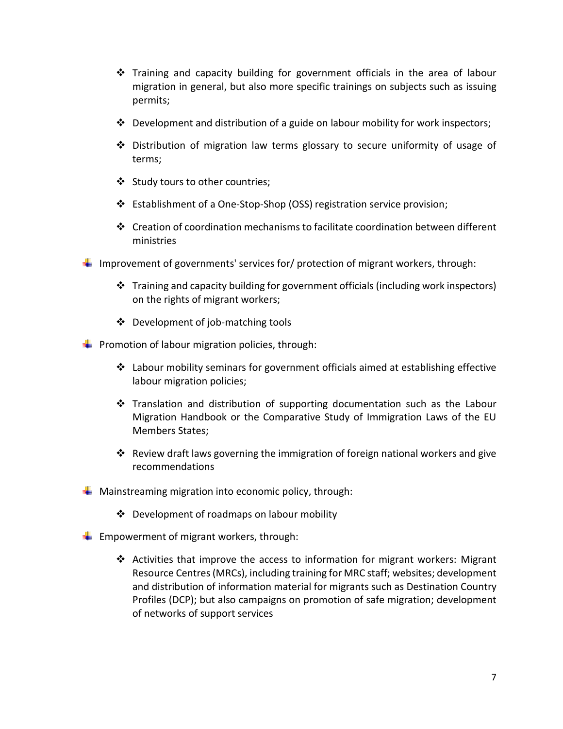- Training and capacity building for government officials in the area of labour migration in general, but also more specific trainings on subjects such as issuing permits;
  - Development and distribution of a guide on labour mobility for work inspectors;
  - Distribution of migration law terms glossary to secure uniformity of usage of terms;
  - Study tours to other countries;
  - Establishment of a One-Stop-Shop (OSS) registration service provision;
  - Creation of coordination mechanisms to facilitate coordination between different ministries

- Improvement of governments' services for/ protection of migrant workers, through:
  - Training and capacity building for government officials (including work inspectors) on the rights of migrant workers;
  - Development of job-matching tools

- Promotion of labour migration policies, through:
  - Labour mobility seminars for government officials aimed at establishing effective labour migration policies;
  - Translation and distribution of supporting documentation such as the Labour Migration Handbook or the Comparative Study of Immigration Laws of the EU Members States;
  - Review draft laws governing the immigration of foreign national workers and give recommendations

- Mainstreaming migration into economic policy, through:
  - Development of roadmaps on labour mobility

- Empowerment of migrant workers, through:
  - Activities that improve the access to information for migrant workers: Migrant Resource Centres (MRCs), including training for MRC staff; websites; development and distribution of information material for migrants such as Destination Country Profiles (DCP); but also campaigns on promotion of safe migration; development of networks of support services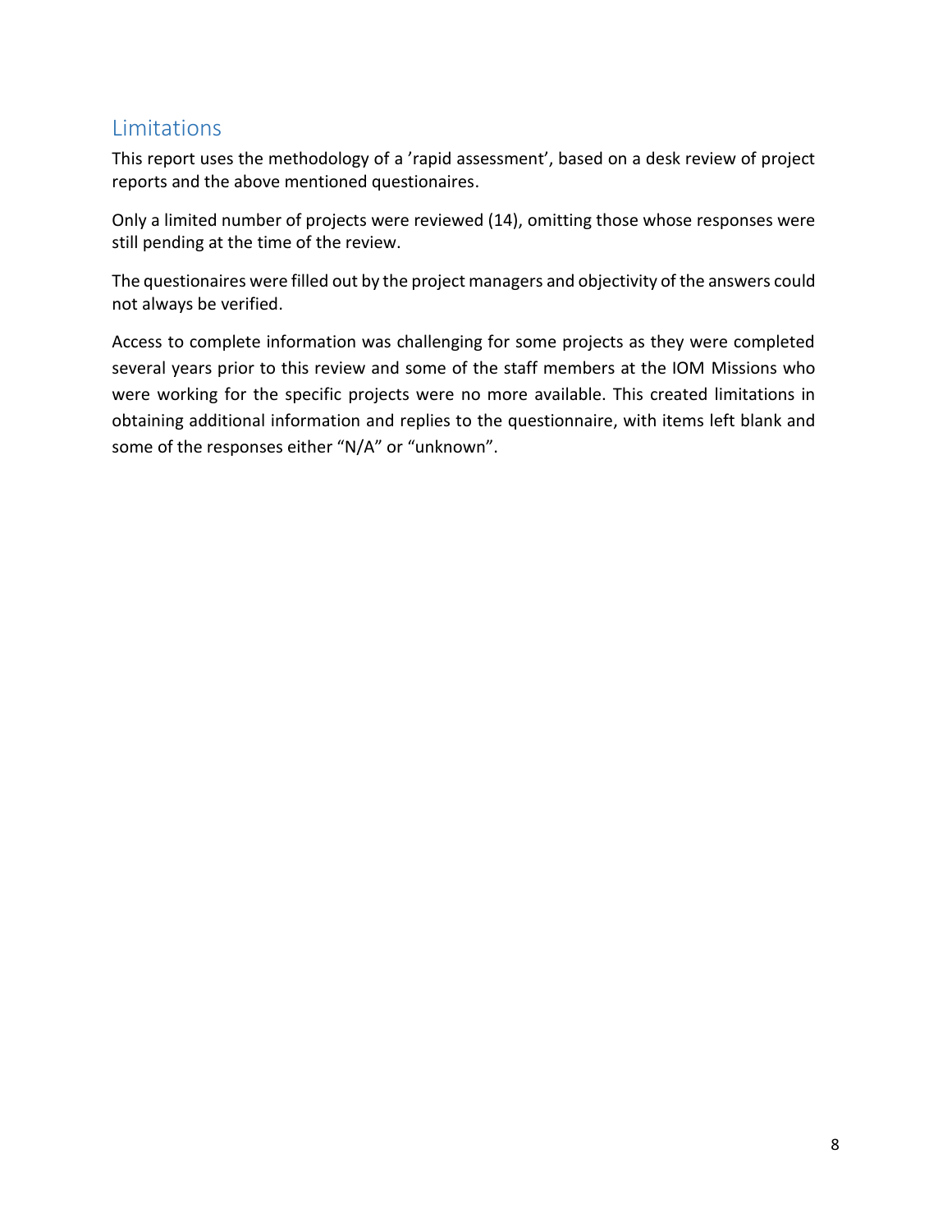## Limitations

This report uses the methodology of a 'rapid assessment', based on a desk review of project reports and the above mentioned questionaires.

Only a limited number of projects were reviewed (14), omitting those whose responses were still pending at the time of the review.

The questionaires were filled out by the project managers and objectivity of the answers could not always be verified.

Access to complete information was challenging for some projects as they were completed several years prior to this review and some of the staff members at the IOM Missions who were working for the specific projects were no more available. This created limitations in obtaining additional information and replies to the questionnaire, with items left blank and some of the responses either "N/A" or "unknown".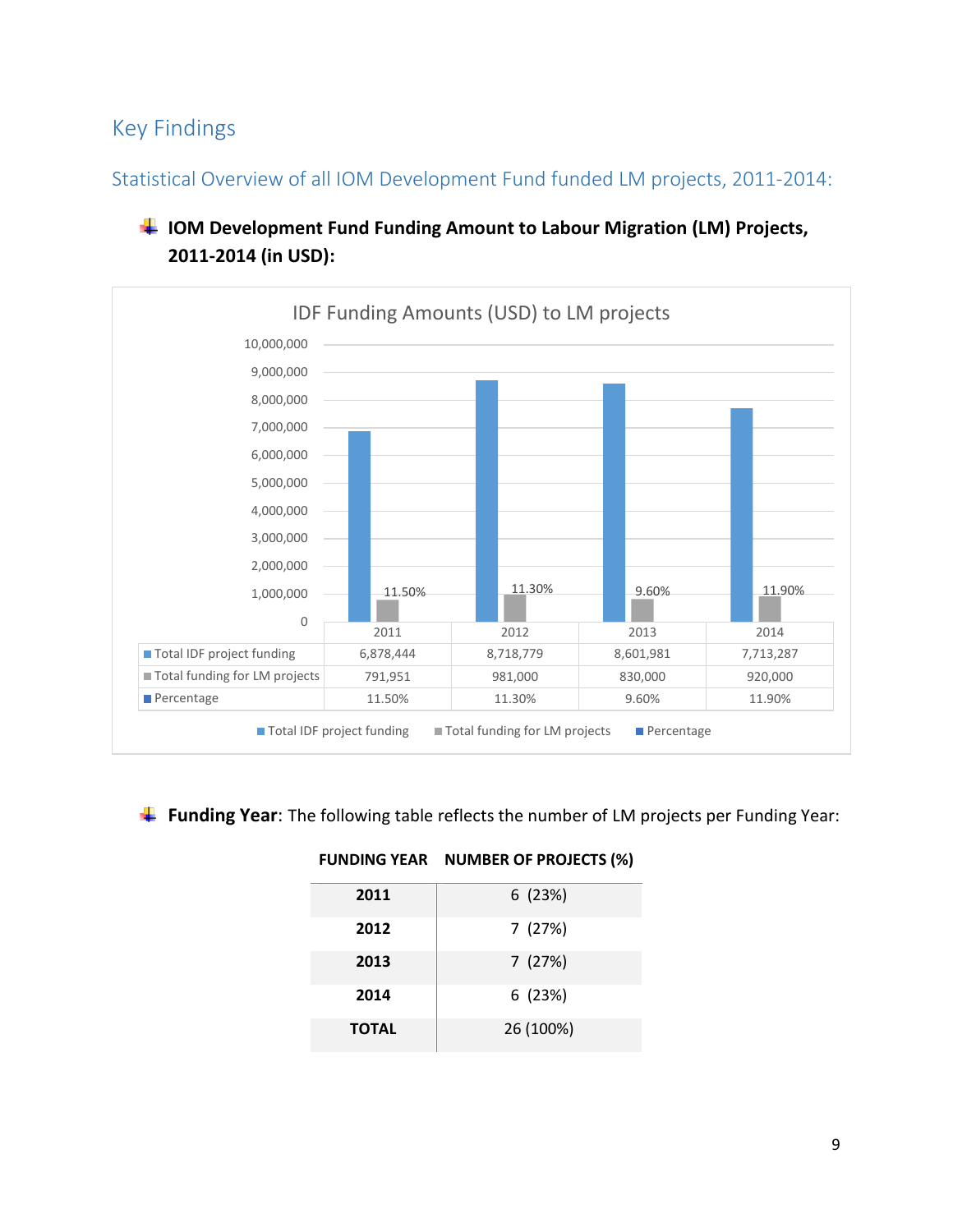## Key Findings

### Statistical Overview of all IOM Development Fund funded LM projects, 2011-2014:

- **IOM Development Fund Funding Amount to Labour Migration (LM) Projects, 2011-2014 (in USD):**

IDF Funding Amounts (USD) to LM projects

| | 2011 | 2012 | 2013 | 2014 |
|---|---|---|---|---|
| Total IDF project funding | 6,878,444 | 8,718,779 | 8,601,981 | 7,713,287 |
| Total funding for LM projects | 791,951 | 981,000 | 830,000 | 920,000 |
| Percentage | 11.50% | 11.30% | 9.60% | 11.90% |

- **Funding Year**: The following table reflects the number of LM projects per Funding Year:

| FUNDING YEAR | NUMBER OF PROJECTS (%) |
|---|---|
| **2011** | 6 (23%) |
| **2012** | 7 (27%) |
| **2013** | 7 (27%) |
| **2014** | 6 (23%) |
| **TOTAL** | 26 (100%) |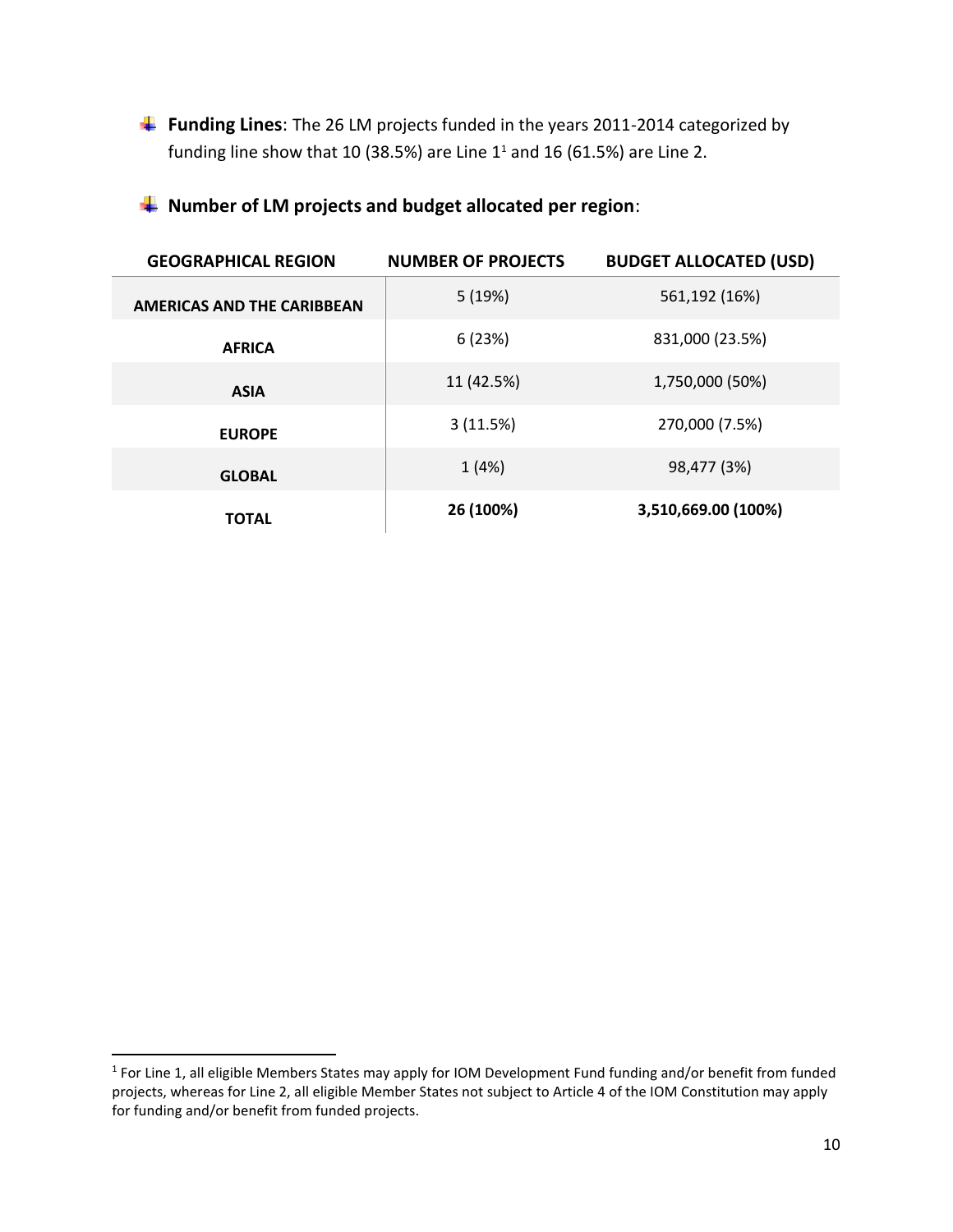- **Funding Lines**: The 26 LM projects funded in the years 2011-2014 categorized by funding line show that 10 (38.5%) are Line 1[1] and 16 (61.5%) are Line 2.

- **Number of LM projects and budget allocated per region**:

| GEOGRAPHICAL REGION | NUMBER OF PROJECTS | BUDGET ALLOCATED (USD) |
|---|---|---|
| AMERICAS AND THE CARIBBEAN | 5 (19%) | 561,192 (16%) |
| AFRICA | 6 (23%) | 831,000 (23.5%) |
| ASIA | 11 (42.5%) | 1,750,000 (50%) |
| EUROPE | 3 (11.5%) | 270,000 (7.5%) |
| GLOBAL | 1 (4%) | 98,477 (3%) |
| **TOTAL** | **26 (100%)** | **3,510,669.00 (100%)** |

[1] For Line 1, all eligible Members States may apply for IOM Development Fund funding and/or benefit from funded projects, whereas for Line 2, all eligible Member States not subject to Article 4 of the IOM Constitution may apply for funding and/or benefit from funded projects.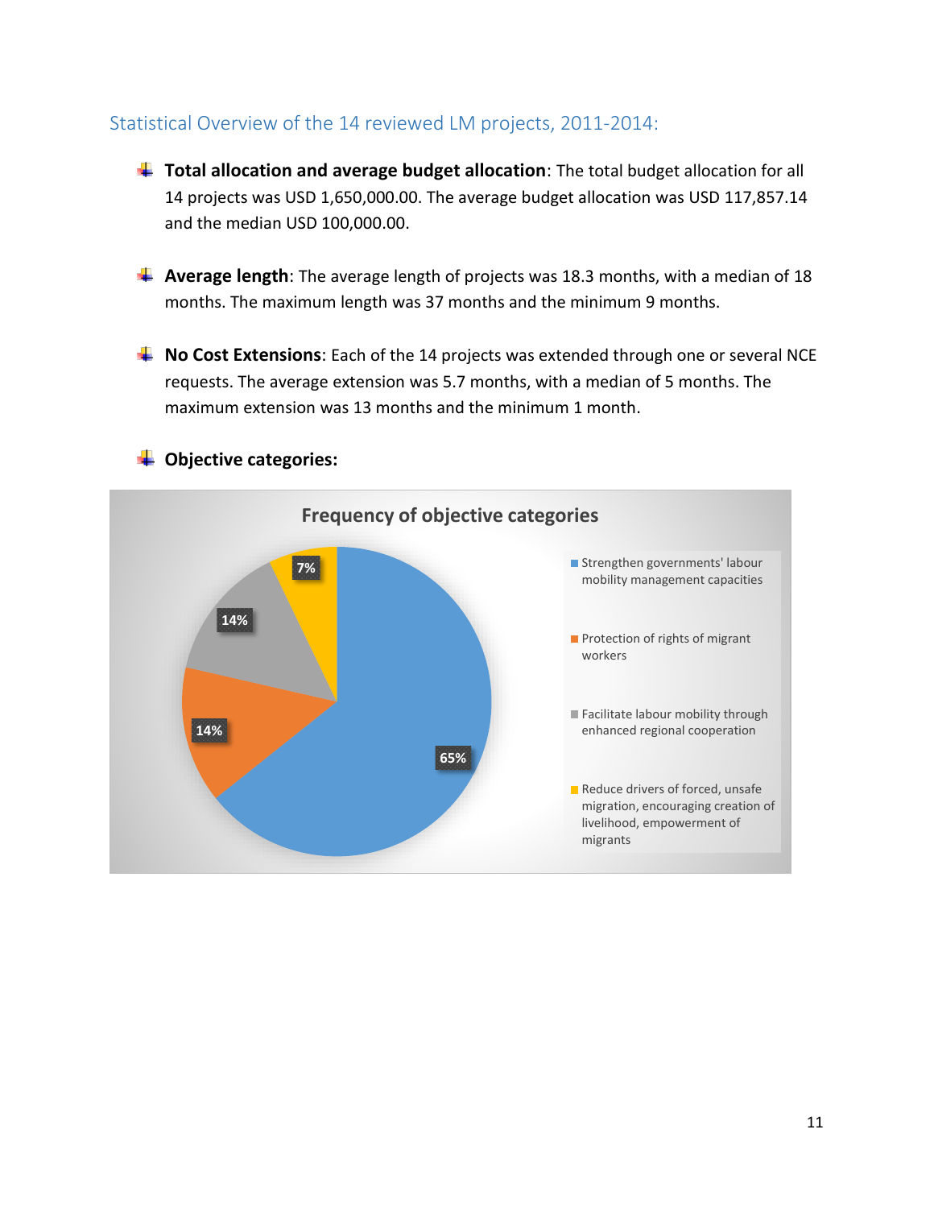## Statistical Overview of the 14 reviewed LM projects, 2011-2014:

- **Total allocation and average budget allocation**: The total budget allocation for all 14 projects was USD 1,650,000.00. The average budget allocation was USD 117,857.14 and the median USD 100,000.00.

- **Average length**: The average length of projects was 18.3 months, with a median of 18 months. The maximum length was 37 months and the minimum 9 months.

- **No Cost Extensions**: Each of the 14 projects was extended through one or several NCE requests. The average extension was 5.7 months, with a median of 5 months. The maximum extension was 13 months and the minimum 1 month.

- **Objective categories:**

**Frequency of objective categories**

| Objective category | Frequency |
|---|---|
| Strengthen governments' labour mobility management capacities | 65% |
| Protection of rights of migrant workers | 14% |
| Facilitate labour mobility through enhanced regional cooperation | 14% |
| Reduce drivers of forced, unsafe migration, encouraging creation of livelihood, empowerment of migrants | 7% |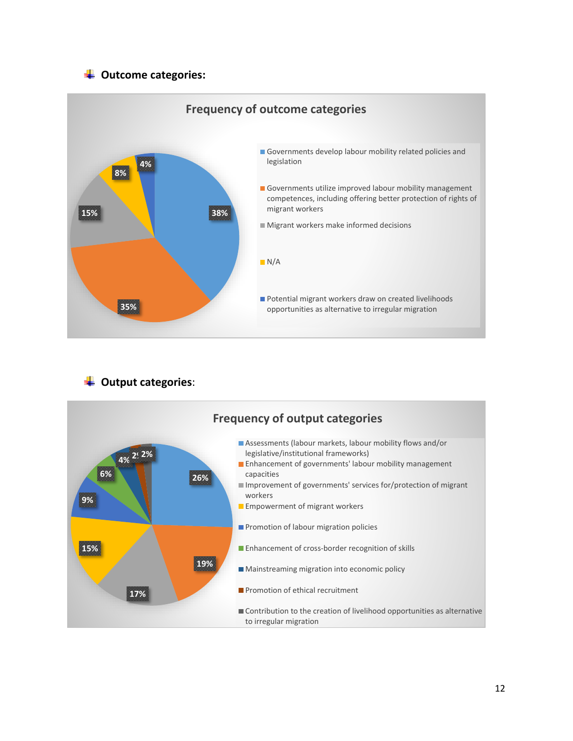- **Outcome categories:**

**Frequency of outcome categories**

| Category | Frequency |
|---|---|
| Governments develop labour mobility related policies and legislation | 38% |
| Governments utilize improved labour mobility management competences, including offering better protection of rights of migrant workers | 35% |
| Migrant workers make informed decisions | 15% |
| N/A | 8% |
| Potential migrant workers draw on created livelihoods opportunities as alternative to irregular migration | 4% |

- **Output categories**:

**Frequency of output categories**

| Category | Frequency |
|---|---|
| Assessments (labour markets, labour mobility flows and/or legislative/institutional frameworks) | 26% |
| Enhancement of governments' labour mobility management capacities | 19% |
| Improvement of governments' services for/protection of migrant workers | 17% |
| Empowerment of migrant workers | 15% |
| Promotion of labour migration policies | 9% |
| Enhancement of cross-border recognition of skills | 6% |
| Mainstreaming migration into economic policy | 4% |
| Promotion of ethical recruitment | 2% |
| Contribution to the creation of livelihood opportunities as alternative to irregular migration | 2% |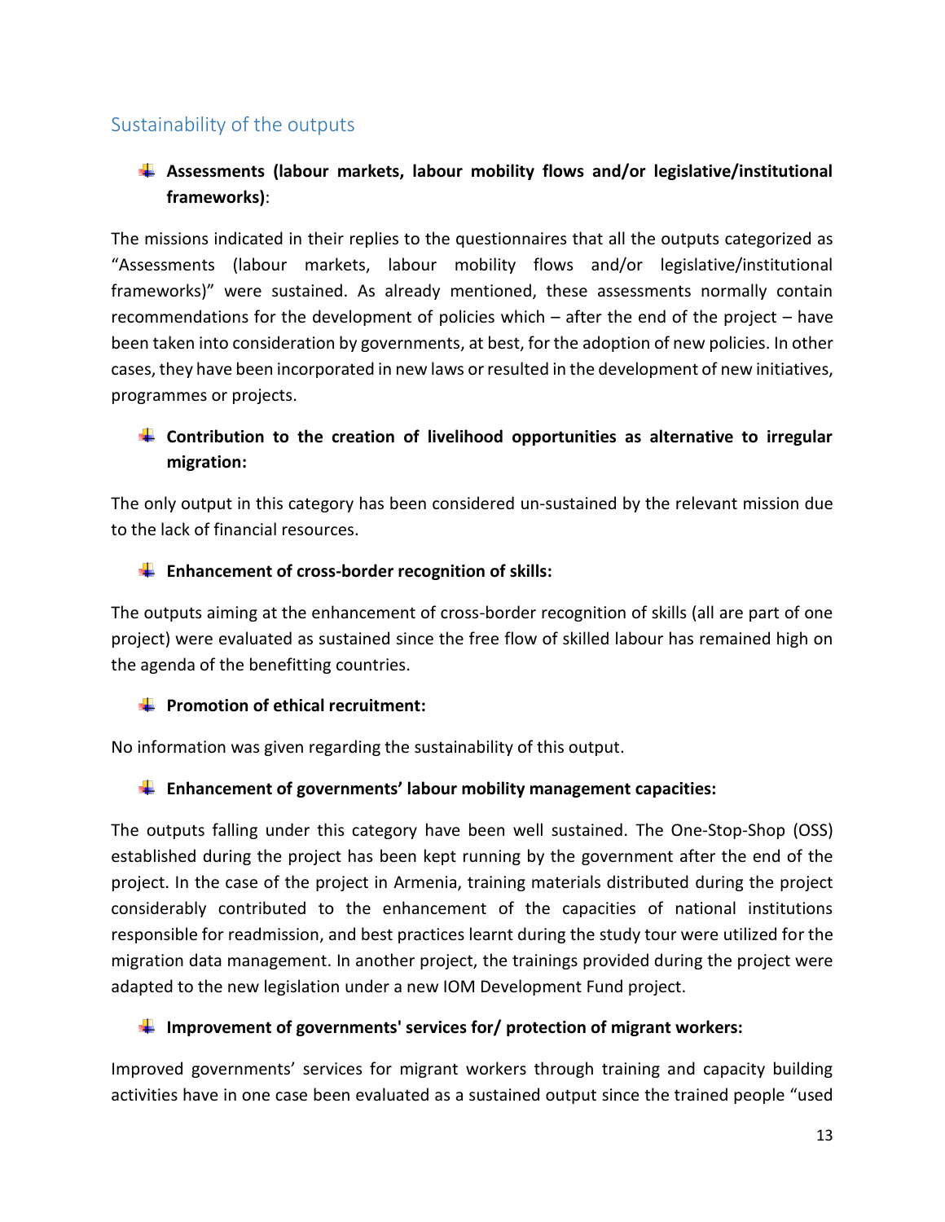## Sustainability of the outputs

- **Assessments (labour markets, labour mobility flows and/or legislative/institutional frameworks)**:

The missions indicated in their replies to the questionnaires that all the outputs categorized as "Assessments (labour markets, labour mobility flows and/or legislative/institutional frameworks)" were sustained. As already mentioned, these assessments normally contain recommendations for the development of policies which – after the end of the project – have been taken into consideration by governments, at best, for the adoption of new policies. In other cases, they have been incorporated in new laws or resulted in the development of new initiatives, programmes or projects.

- **Contribution to the creation of livelihood opportunities as alternative to irregular migration:**

The only output in this category has been considered un-sustained by the relevant mission due to the lack of financial resources.

- **Enhancement of cross-border recognition of skills:**

The outputs aiming at the enhancement of cross-border recognition of skills (all are part of one project) were evaluated as sustained since the free flow of skilled labour has remained high on the agenda of the benefitting countries.

- **Promotion of ethical recruitment:**

No information was given regarding the sustainability of this output.

- **Enhancement of governments' labour mobility management capacities:**

The outputs falling under this category have been well sustained. The One-Stop-Shop (OSS) established during the project has been kept running by the government after the end of the project. In the case of the project in Armenia, training materials distributed during the project considerably contributed to the enhancement of the capacities of national institutions responsible for readmission, and best practices learnt during the study tour were utilized for the migration data management. In another project, the trainings provided during the project were adapted to the new legislation under a new IOM Development Fund project.

- **Improvement of governments' services for/ protection of migrant workers:**

Improved governments' services for migrant workers through training and capacity building activities have in one case been evaluated as a sustained output since the trained people "used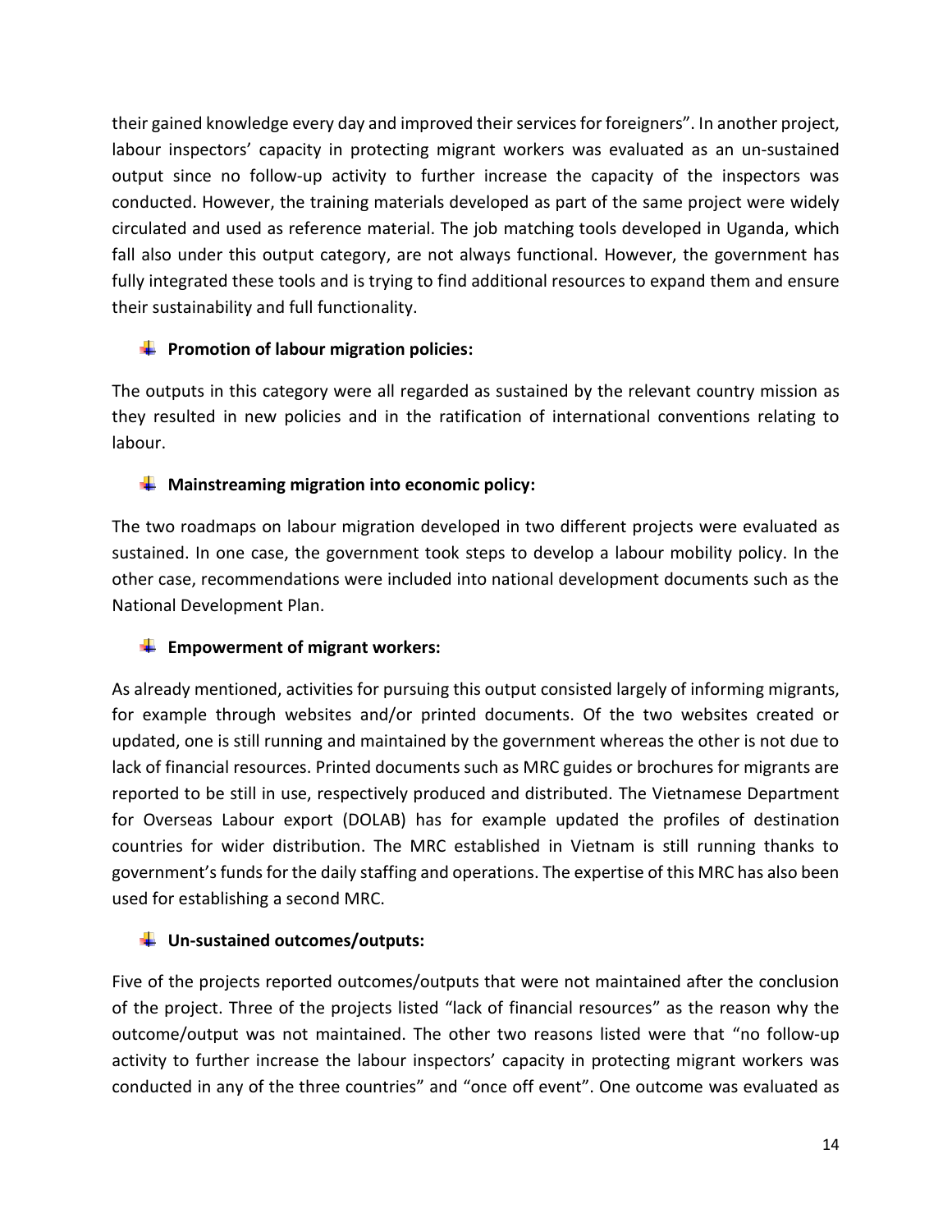their gained knowledge every day and improved their services for foreigners". In another project, labour inspectors' capacity in protecting migrant workers was evaluated as an un-sustained output since no follow-up activity to further increase the capacity of the inspectors was conducted. However, the training materials developed as part of the same project were widely circulated and used as reference material. The job matching tools developed in Uganda, which fall also under this output category, are not always functional. However, the government has fully integrated these tools and is trying to find additional resources to expand them and ensure their sustainability and full functionality.

- **Promotion of labour migration policies:**

The outputs in this category were all regarded as sustained by the relevant country mission as they resulted in new policies and in the ratification of international conventions relating to labour.

- **Mainstreaming migration into economic policy:**

The two roadmaps on labour migration developed in two different projects were evaluated as sustained. In one case, the government took steps to develop a labour mobility policy. In the other case, recommendations were included into national development documents such as the National Development Plan.

- **Empowerment of migrant workers:**

As already mentioned, activities for pursuing this output consisted largely of informing migrants, for example through websites and/or printed documents. Of the two websites created or updated, one is still running and maintained by the government whereas the other is not due to lack of financial resources. Printed documents such as MRC guides or brochures for migrants are reported to be still in use, respectively produced and distributed. The Vietnamese Department for Overseas Labour export (DOLAB) has for example updated the profiles of destination countries for wider distribution. The MRC established in Vietnam is still running thanks to government's funds for the daily staffing and operations. The expertise of this MRC has also been used for establishing a second MRC.

- **Un-sustained outcomes/outputs:**

Five of the projects reported outcomes/outputs that were not maintained after the conclusion of the project. Three of the projects listed "lack of financial resources" as the reason why the outcome/output was not maintained. The other two reasons listed were that "no follow-up activity to further increase the labour inspectors' capacity in protecting migrant workers was conducted in any of the three countries" and "once off event". One outcome was evaluated as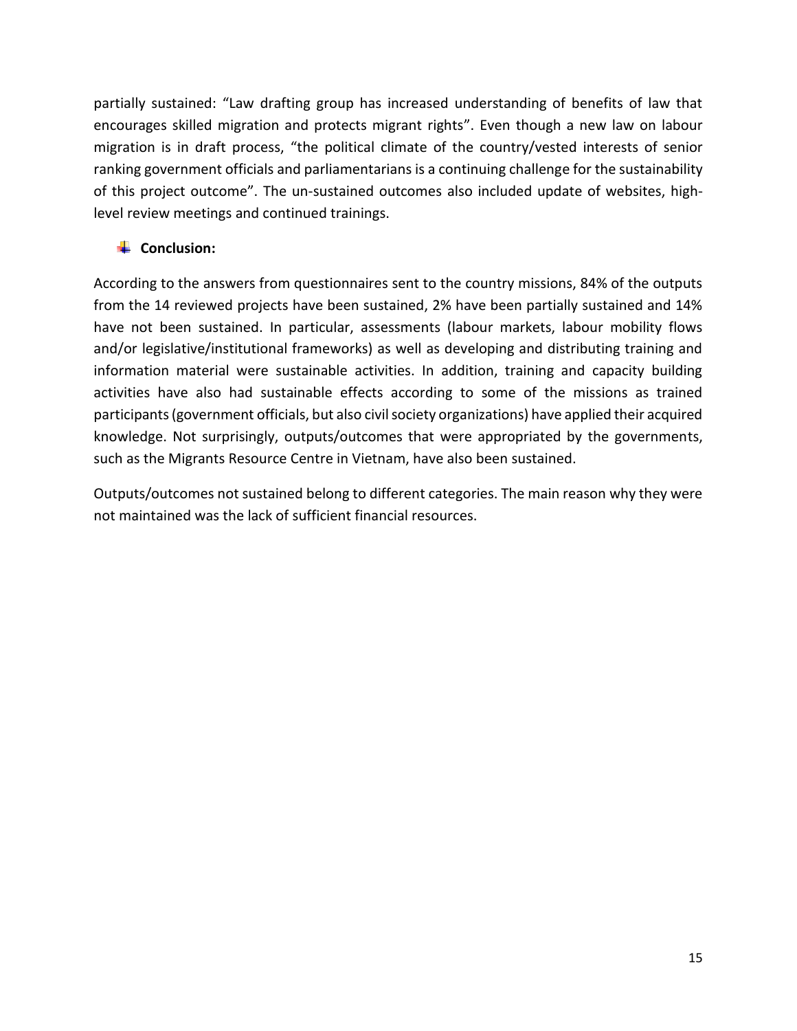partially sustained: "Law drafting group has increased understanding of benefits of law that encourages skilled migration and protects migrant rights". Even though a new law on labour migration is in draft process, "the political climate of the country/vested interests of senior ranking government officials and parliamentarians is a continuing challenge for the sustainability of this project outcome". The un-sustained outcomes also included update of websites, high-level review meetings and continued trainings.

- **Conclusion:**

According to the answers from questionnaires sent to the country missions, 84% of the outputs from the 14 reviewed projects have been sustained, 2% have been partially sustained and 14% have not been sustained. In particular, assessments (labour markets, labour mobility flows and/or legislative/institutional frameworks) as well as developing and distributing training and information material were sustainable activities. In addition, training and capacity building activities have also had sustainable effects according to some of the missions as trained participants (government officials, but also civil society organizations) have applied their acquired knowledge. Not surprisingly, outputs/outcomes that were appropriated by the governments, such as the Migrants Resource Centre in Vietnam, have also been sustained.

Outputs/outcomes not sustained belong to different categories. The main reason why they were not maintained was the lack of sufficient financial resources.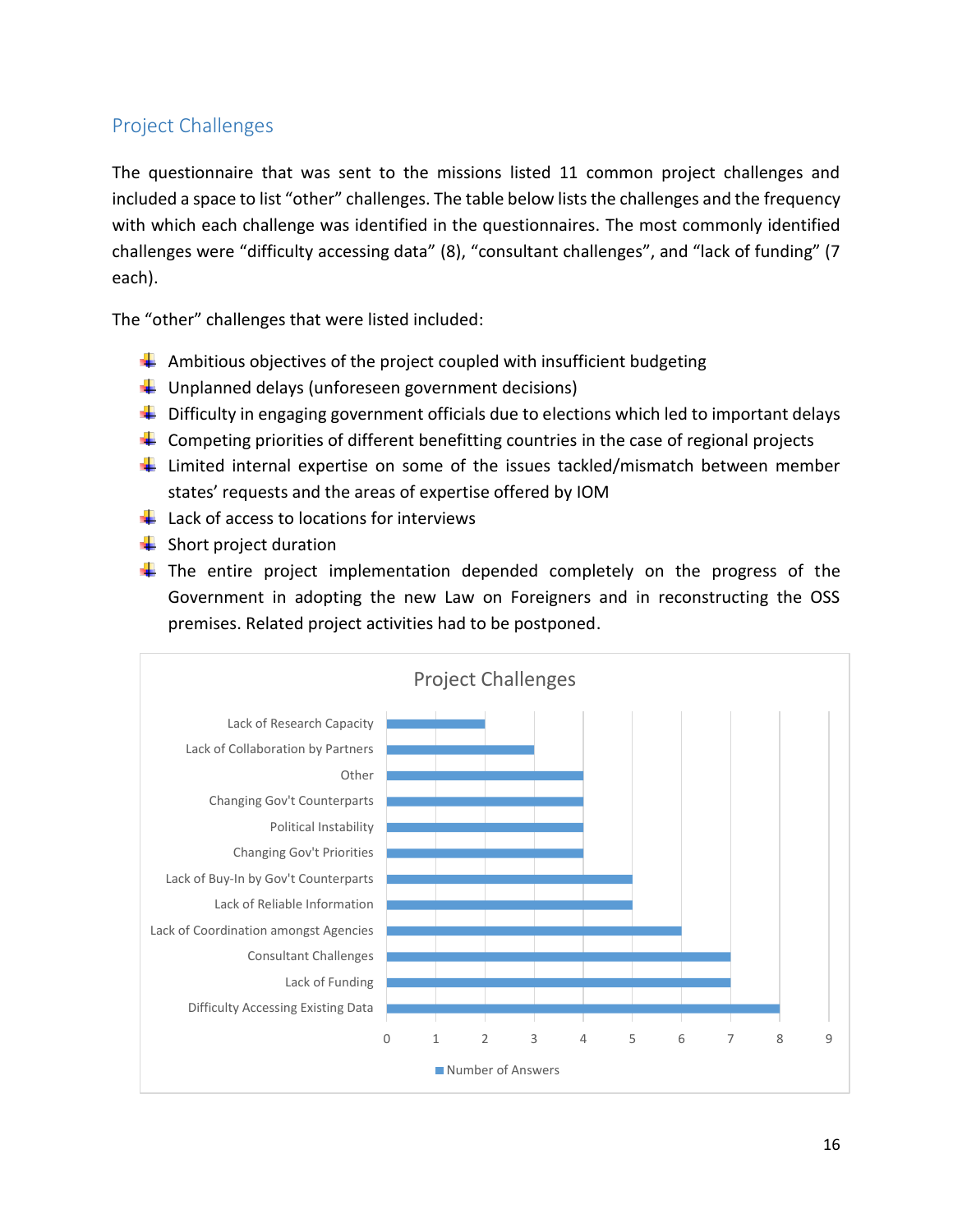## Project Challenges

The questionnaire that was sent to the missions listed 11 common project challenges and included a space to list "other" challenges. The table below lists the challenges and the frequency with which each challenge was identified in the questionnaires. The most commonly identified challenges were "difficulty accessing data" (8), "consultant challenges", and "lack of funding" (7 each).

The "other" challenges that were listed included:

- Ambitious objectives of the project coupled with insufficient budgeting
- Unplanned delays (unforeseen government decisions)
- Difficulty in engaging government officials due to elections which led to important delays
- Competing priorities of different benefitting countries in the case of regional projects
- Limited internal expertise on some of the issues tackled/mismatch between member states' requests and the areas of expertise offered by IOM
- Lack of access to locations for interviews
- Short project duration
- The entire project implementation depended completely on the progress of the Government in adopting the new Law on Foreigners and in reconstructing the OSS premises. Related project activities had to be postponed.

**Project Challenges**

| Challenge | Number of Answers |
|---|---|
| Lack of Research Capacity | 2 |
| Lack of Collaboration by Partners | 3 |
| Other | 4 |
| Changing Gov't Counterparts | 4 |
| Political Instability | 4 |
| Changing Gov't Priorities | 4 |
| Lack of Buy-In by Gov't Counterparts | 5 |
| Lack of Reliable Information | 5 |
| Lack of Coordination amongst Agencies | 6 |
| Consultant Challenges | 7 |
| Lack of Funding | 7 |
| Difficulty Accessing Existing Data | 8 |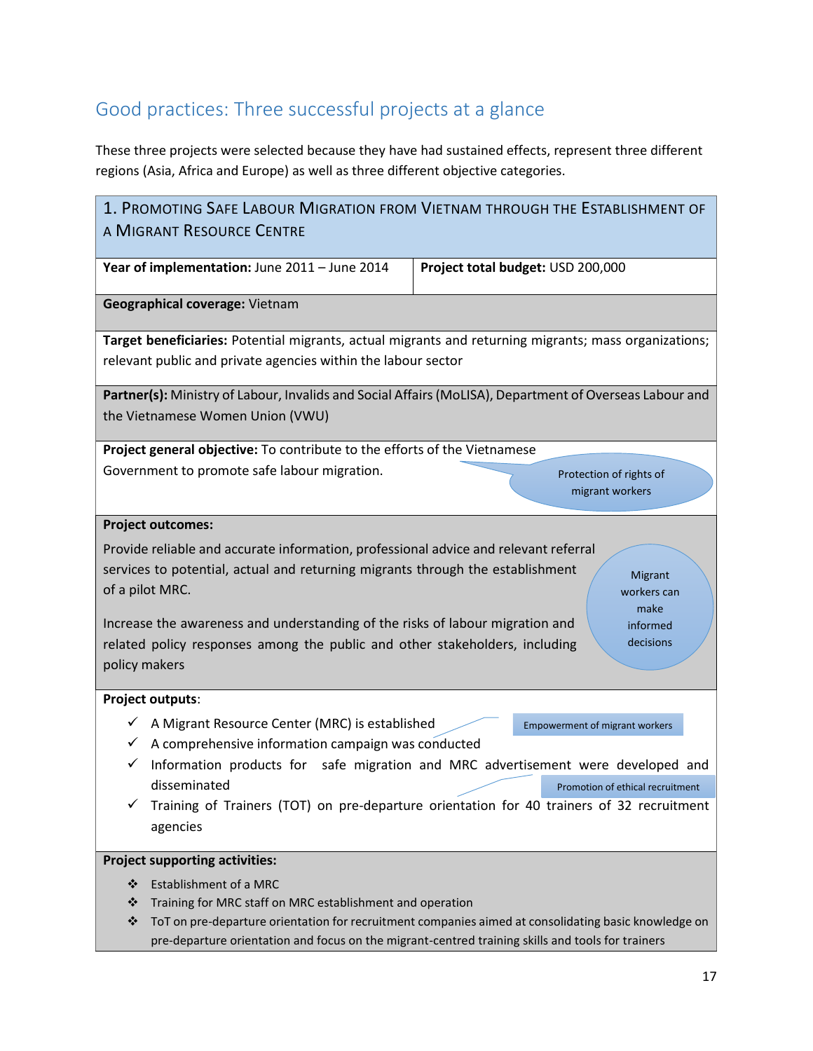## Good practices: Three successful projects at a glance

These three projects were selected because they have had sustained effects, represent three different regions (Asia, Africa and Europe) as well as three different objective categories.

### 1. Promoting Safe Labour Migration from Vietnam through the Establishment of a Migrant Resource Centre

**Year of implementation:** June 2011 – June 2014

**Project total budget:** USD 200,000

**Geographical coverage:** Vietnam

**Target beneficiaries:** Potential migrants, actual migrants and returning migrants; mass organizations; relevant public and private agencies within the labour sector

**Partner(s):** Ministry of Labour, Invalids and Social Affairs (MoLISA), Department of Overseas Labour and the Vietnamese Women Union (VWU)

**Project general objective:** To contribute to the efforts of the Vietnamese Government to promote safe labour migration.

Protection of rights of migrant workers

**Project outcomes:**

Provide reliable and accurate information, professional advice and relevant referral services to potential, actual and returning migrants through the establishment of a pilot MRC.

Increase the awareness and understanding of the risks of labour migration and related policy responses among the public and other stakeholders, including policy makers

Migrant workers can make informed decisions

**Project outputs**:

- ✓ A Migrant Resource Center (MRC) is established
- ✓ A comprehensive information campaign was conducted
- ✓ Information products for safe migration and MRC advertisement were developed and disseminated
- ✓ Training of Trainers (TOT) on pre-departure orientation for 40 trainers of 32 recruitment agencies

Empowerment of migrant workers

Promotion of ethical recruitment

**Project supporting activities:**

- ❖ Establishment of a MRC
- ❖ Training for MRC staff on MRC establishment and operation
- ❖ ToT on pre-departure orientation for recruitment companies aimed at consolidating basic knowledge on pre-departure orientation and focus on the migrant-centred training skills and tools for trainers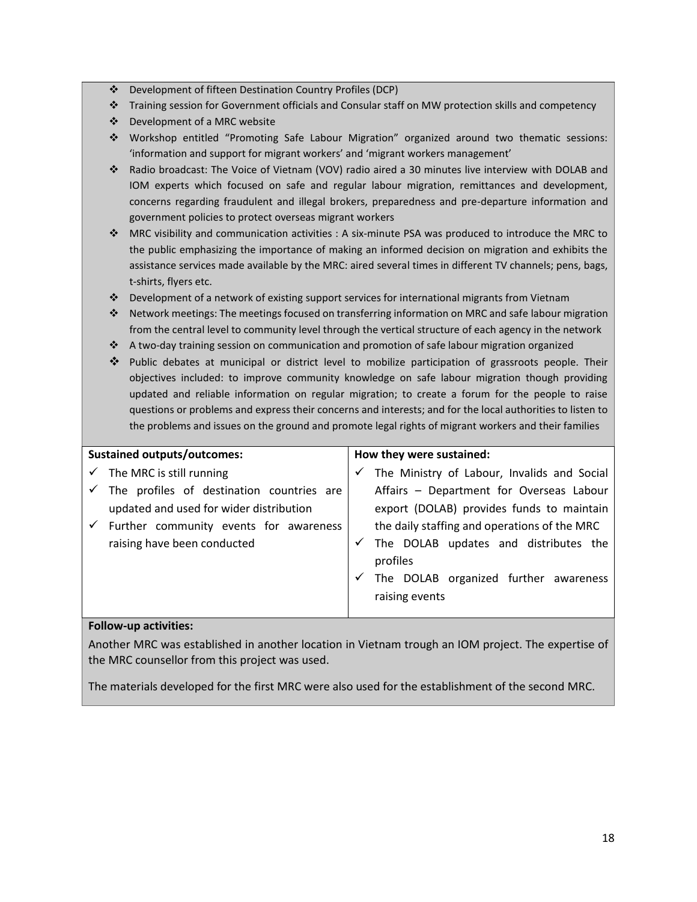- Development of fifteen Destination Country Profiles (DCP)
- Training session for Government officials and Consular staff on MW protection skills and competency
- Development of a MRC website
- Workshop entitled "Promoting Safe Labour Migration" organized around two thematic sessions: 'information and support for migrant workers' and 'migrant workers management'
- Radio broadcast: The Voice of Vietnam (VOV) radio aired a 30 minutes live interview with DOLAB and IOM experts which focused on safe and regular labour migration, remittances and development, concerns regarding fraudulent and illegal brokers, preparedness and pre-departure information and government policies to protect overseas migrant workers
- MRC visibility and communication activities : A six-minute PSA was produced to introduce the MRC to the public emphasizing the importance of making an informed decision on migration and exhibits the assistance services made available by the MRC: aired several times in different TV channels; pens, bags, t-shirts, flyers etc.
- Development of a network of existing support services for international migrants from Vietnam
- Network meetings: The meetings focused on transferring information on MRC and safe labour migration from the central level to community level through the vertical structure of each agency in the network
- A two-day training session on communication and promotion of safe labour migration organized
- Public debates at municipal or district level to mobilize participation of grassroots people. Their objectives included: to improve community knowledge on safe labour migration though providing updated and reliable information on regular migration; to create a forum for the people to raise questions or problems and express their concerns and interests; and for the local authorities to listen to the problems and issues on the ground and promote legal rights of migrant workers and their families

| **Sustained outputs/outcomes:** | **How they were sustained:** |
|---|---|
| ✓ The MRC is still running<br>✓ The profiles of destination countries are updated and used for wider distribution<br>✓ Further community events for awareness raising have been conducted | ✓ The Ministry of Labour, Invalids and Social Affairs – Department for Overseas Labour export (DOLAB) provides funds to maintain the daily staffing and operations of the MRC<br>✓ The DOLAB updates and distributes the profiles<br>✓ The DOLAB organized further awareness raising events |

**Follow-up activities:**

Another MRC was established in another location in Vietnam trough an IOM project. The expertise of the MRC counsellor from this project was used.

The materials developed for the first MRC were also used for the establishment of the second MRC.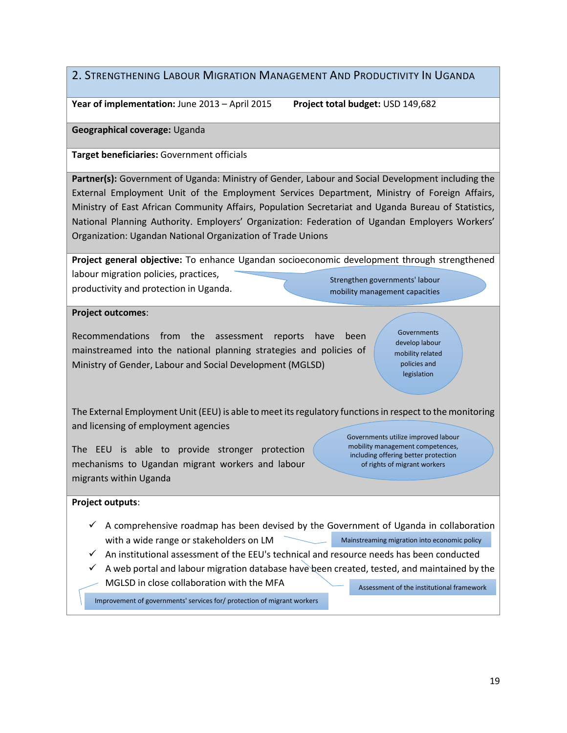## 2. Strengthening Labour Migration Management And Productivity In Uganda

**Year of implementation:** June 2013 – April 2015 **Project total budget:** USD 149,682

**Geographical coverage:** Uganda

**Target beneficiaries:** Government officials

**Partner(s):** Government of Uganda: Ministry of Gender, Labour and Social Development including the External Employment Unit of the Employment Services Department, Ministry of Foreign Affairs, Ministry of East African Community Affairs, Population Secretariat and Uganda Bureau of Statistics, National Planning Authority. Employers' Organization: Federation of Ugandan Employers Workers' Organization: Ugandan National Organization of Trade Unions

**Project general objective:** To enhance Ugandan socioeconomic development through strengthened labour migration policies, practices, productivity and protection in Uganda.

Strengthen governments' labour mobility management capacities

**Project outcomes**:

Recommendations from the assessment reports have been mainstreamed into the national planning strategies and policies of Ministry of Gender, Labour and Social Development (MGLSD)

Governments develop labour mobility related policies and legislation

The External Employment Unit (EEU) is able to meet its regulatory functions in respect to the monitoring and licensing of employment agencies

The EEU is able to provide stronger protection mechanisms to Ugandan migrant workers and labour migrants within Uganda

Governments utilize improved labour mobility management competences, including offering better protection of rights of migrant workers

**Project outputs**:

- ✓ A comprehensive roadmap has been devised by the Government of Uganda in collaboration with a wide range or stakeholders on LM
- ✓ An institutional assessment of the EEU's technical and resource needs has been conducted
- ✓ A web portal and labour migration database have been created, tested, and maintained by the MGLSD in close collaboration with the MFA

Mainstreaming migration into economic policy

Assessment of the institutional framework

Improvement of governments' services for/ protection of migrant workers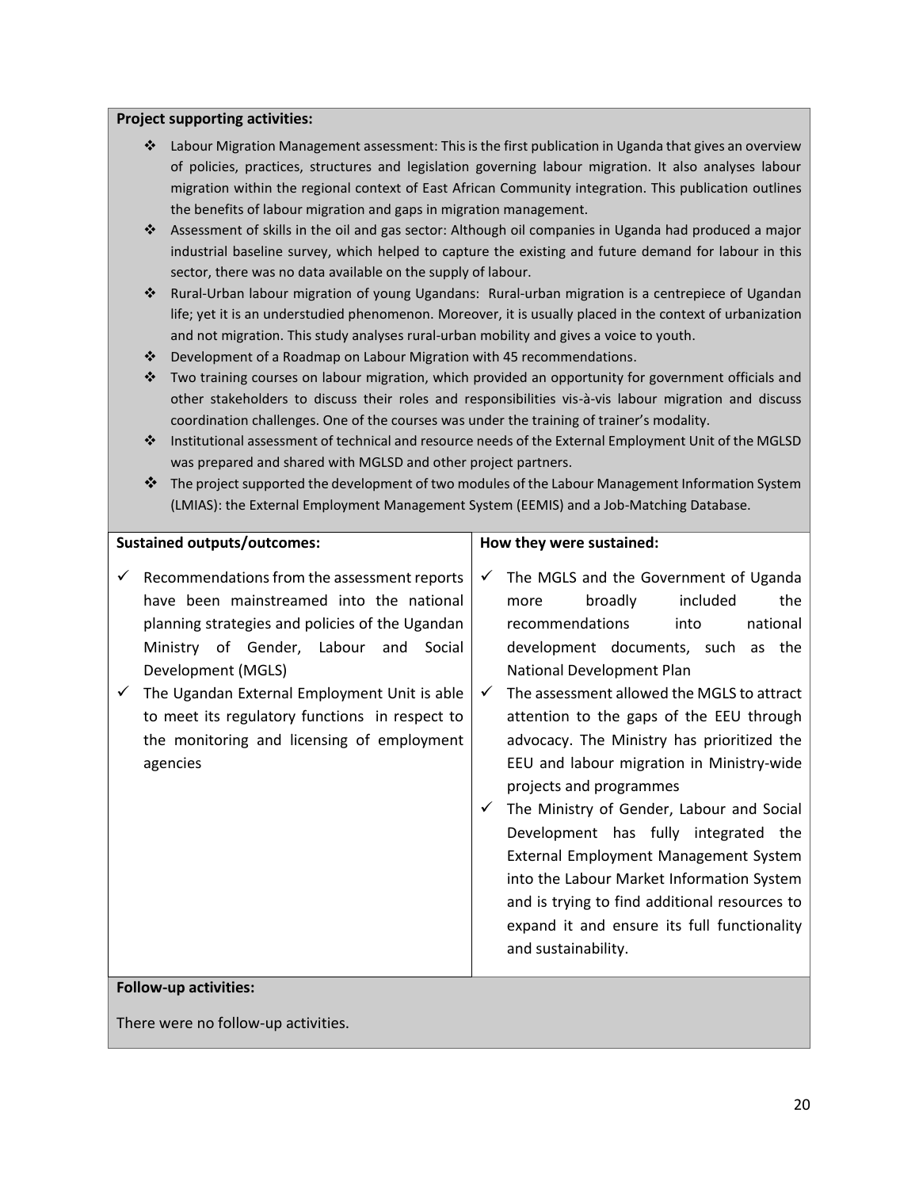**Project supporting activities:**

- Labour Migration Management assessment: This is the first publication in Uganda that gives an overview of policies, practices, structures and legislation governing labour migration. It also analyses labour migration within the regional context of East African Community integration. This publication outlines the benefits of labour migration and gaps in migration management.
- Assessment of skills in the oil and gas sector: Although oil companies in Uganda had produced a major industrial baseline survey, which helped to capture the existing and future demand for labour in this sector, there was no data available on the supply of labour.
- Rural-Urban labour migration of young Ugandans: Rural-urban migration is a centrepiece of Ugandan life; yet it is an understudied phenomenon. Moreover, it is usually placed in the context of urbanization and not migration. This study analyses rural-urban mobility and gives a voice to youth.
- Development of a Roadmap on Labour Migration with 45 recommendations.
- Two training courses on labour migration, which provided an opportunity for government officials and other stakeholders to discuss their roles and responsibilities vis-à-vis labour migration and discuss coordination challenges. One of the courses was under the training of trainer's modality.
- Institutional assessment of technical and resource needs of the External Employment Unit of the MGLSD was prepared and shared with MGLSD and other project partners.
- The project supported the development of two modules of the Labour Management Information System (LMIAS): the External Employment Management System (EEMIS) and a Job-Matching Database.

| Sustained outputs/outcomes: | How they were sustained: |
|---|---|
| ✓ Recommendations from the assessment reports have been mainstreamed into the national planning strategies and policies of the Ugandan Ministry of Gender, Labour and Social Development (MGLS)<br>✓ The Ugandan External Employment Unit is able to meet its regulatory functions in respect to the monitoring and licensing of employment agencies | ✓ The MGLS and the Government of Uganda more broadly included the recommendations into national development documents, such as the National Development Plan<br>✓ The assessment allowed the MGLS to attract attention to the gaps of the EEU through advocacy. The Ministry has prioritized the EEU and labour migration in Ministry-wide projects and programmes<br>✓ The Ministry of Gender, Labour and Social Development has fully integrated the External Employment Management System into the Labour Market Information System and is trying to find additional resources to expand it and ensure its full functionality and sustainability. |

**Follow-up activities:**

There were no follow-up activities.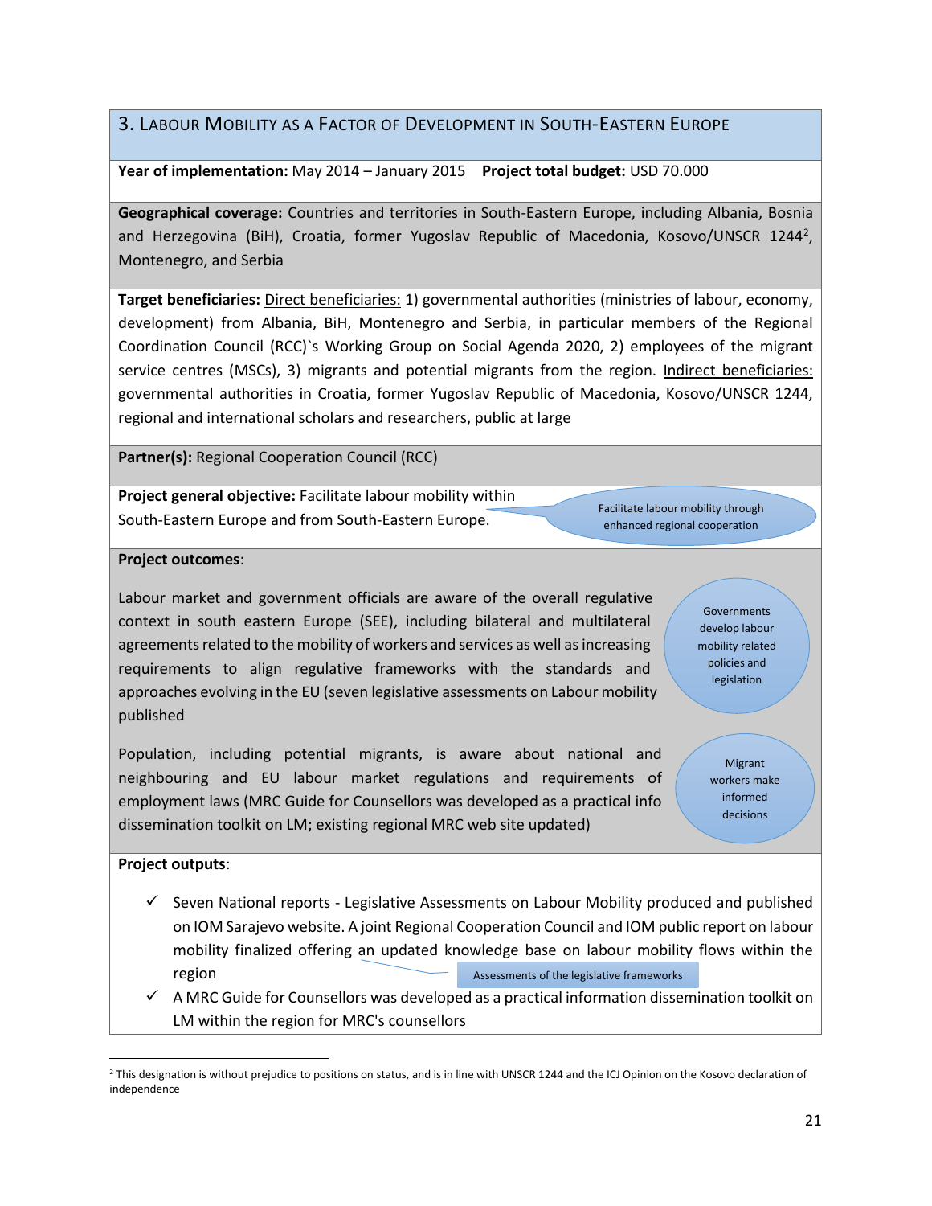## 3. Labour Mobility as a Factor of Development in South-Eastern Europe

**Year of implementation:** May 2014 – January 2015 **Project total budget:** USD 70.000

**Geographical coverage:** Countries and territories in South-Eastern Europe, including Albania, Bosnia and Herzegovina (BiH), Croatia, former Yugoslav Republic of Macedonia, Kosovo/UNSCR 1244[2], Montenegro, and Serbia

**Target beneficiaries:** Direct beneficiaries: 1) governmental authorities (ministries of labour, economy, development) from Albania, BiH, Montenegro and Serbia, in particular members of the Regional Coordination Council (RCC)`s Working Group on Social Agenda 2020, 2) employees of the migrant service centres (MSCs), 3) migrants and potential migrants from the region. Indirect beneficiaries: governmental authorities in Croatia, former Yugoslav Republic of Macedonia, Kosovo/UNSCR 1244, regional and international scholars and researchers, public at large

**Partner(s):** Regional Cooperation Council (RCC)

**Project general objective:** Facilitate labour mobility within South-Eastern Europe and from South-Eastern Europe.

Facilitate labour mobility through enhanced regional cooperation

**Project outcomes**:

Labour market and government officials are aware of the overall regulative context in south eastern Europe (SEE), including bilateral and multilateral agreements related to the mobility of workers and services as well as increasing requirements to align regulative frameworks with the standards and approaches evolving in the EU (seven legislative assessments on Labour mobility published

Governments develop labour mobility related policies and legislation

Population, including potential migrants, is aware about national and neighbouring and EU labour market regulations and requirements of employment laws (MRC Guide for Counsellors was developed as a practical info dissemination toolkit on LM; existing regional MRC web site updated)

Migrant workers make informed decisions

**Project outputs**:

- ✓ Seven National reports - Legislative Assessments on Labour Mobility produced and published on IOM Sarajevo website. A joint Regional Cooperation Council and IOM public report on labour mobility finalized offering an updated knowledge base on labour mobility flows within the region

Assessments of the legislative frameworks

- ✓ A MRC Guide for Counsellors was developed as a practical information dissemination toolkit on LM within the region for MRC's counsellors

[2] This designation is without prejudice to positions on status, and is in line with UNSCR 1244 and the ICJ Opinion on the Kosovo declaration of independence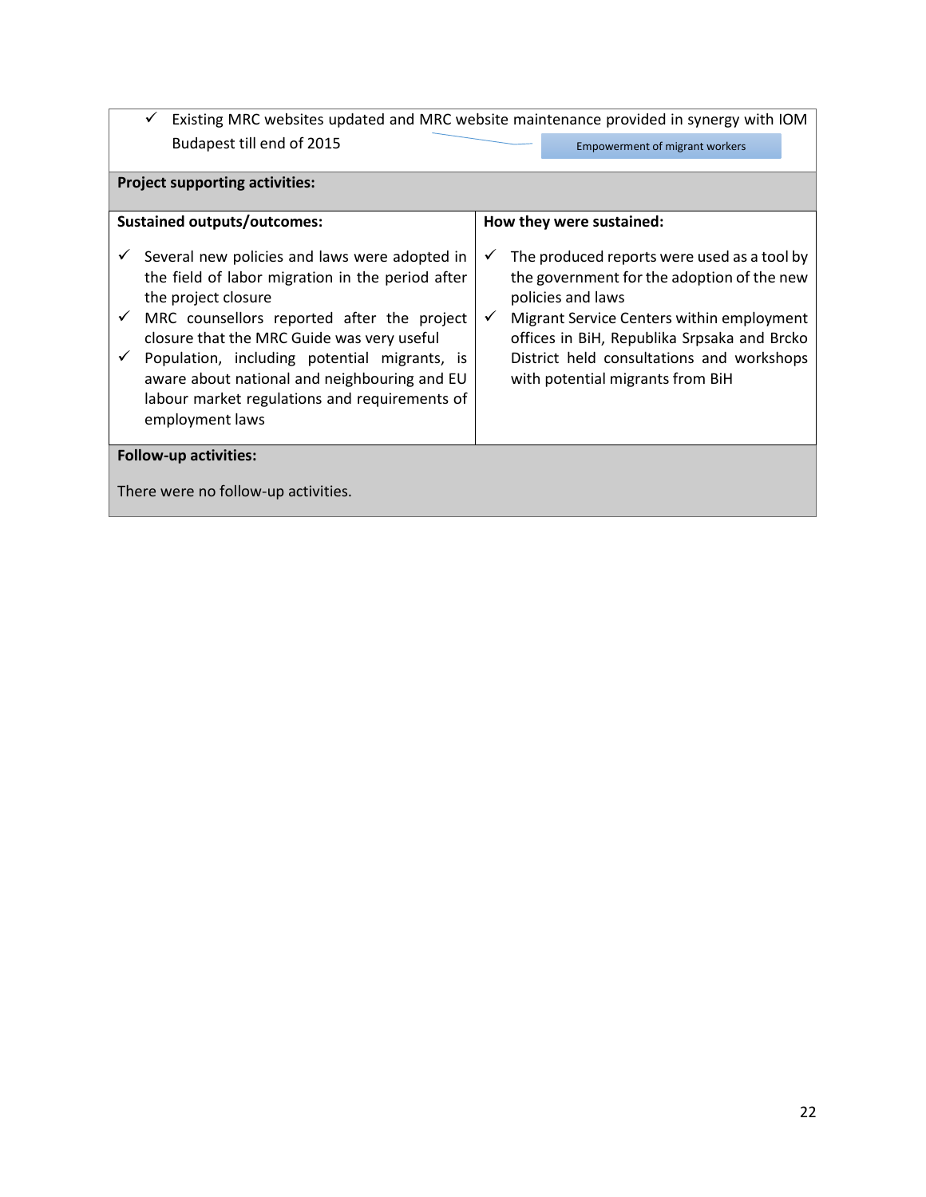- ✓ Existing MRC websites updated and MRC website maintenance provided in synergy with IOM Budapest till end of 2015

Empowerment of migrant workers

**Project supporting activities:**

| **Sustained outputs/outcomes:** | **How they were sustained:** |
|---|---|
| ✓ Several new policies and laws were adopted in the field of labor migration in the period after the project closure<br>✓ MRC counsellors reported after the project closure that the MRC Guide was very useful<br>✓ Population, including potential migrants, is aware about national and neighbouring and EU labour market regulations and requirements of employment laws | ✓ The produced reports were used as a tool by the government for the adoption of the new policies and laws<br>✓ Migrant Service Centers within employment offices in BiH, Republika Srpsaka and Brcko District held consultations and workshops with potential migrants from BiH |

**Follow-up activities:**

There were no follow-up activities.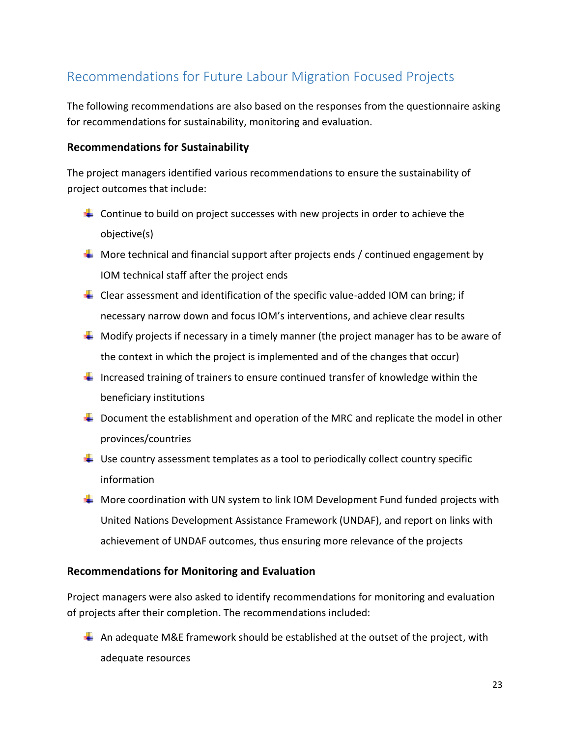## Recommendations for Future Labour Migration Focused Projects

The following recommendations are also based on the responses from the questionnaire asking for recommendations for sustainability, monitoring and evaluation.

### Recommendations for Sustainability

The project managers identified various recommendations to ensure the sustainability of project outcomes that include:

- Continue to build on project successes with new projects in order to achieve the objective(s)
- More technical and financial support after projects ends / continued engagement by IOM technical staff after the project ends
- Clear assessment and identification of the specific value-added IOM can bring; if necessary narrow down and focus IOM's interventions, and achieve clear results
- Modify projects if necessary in a timely manner (the project manager has to be aware of the context in which the project is implemented and of the changes that occur)
- Increased training of trainers to ensure continued transfer of knowledge within the beneficiary institutions
- Document the establishment and operation of the MRC and replicate the model in other provinces/countries
- Use country assessment templates as a tool to periodically collect country specific information
- More coordination with UN system to link IOM Development Fund funded projects with United Nations Development Assistance Framework (UNDAF), and report on links with achievement of UNDAF outcomes, thus ensuring more relevance of the projects

### Recommendations for Monitoring and Evaluation

Project managers were also asked to identify recommendations for monitoring and evaluation of projects after their completion. The recommendations included:

- An adequate M&E framework should be established at the outset of the project, with adequate resources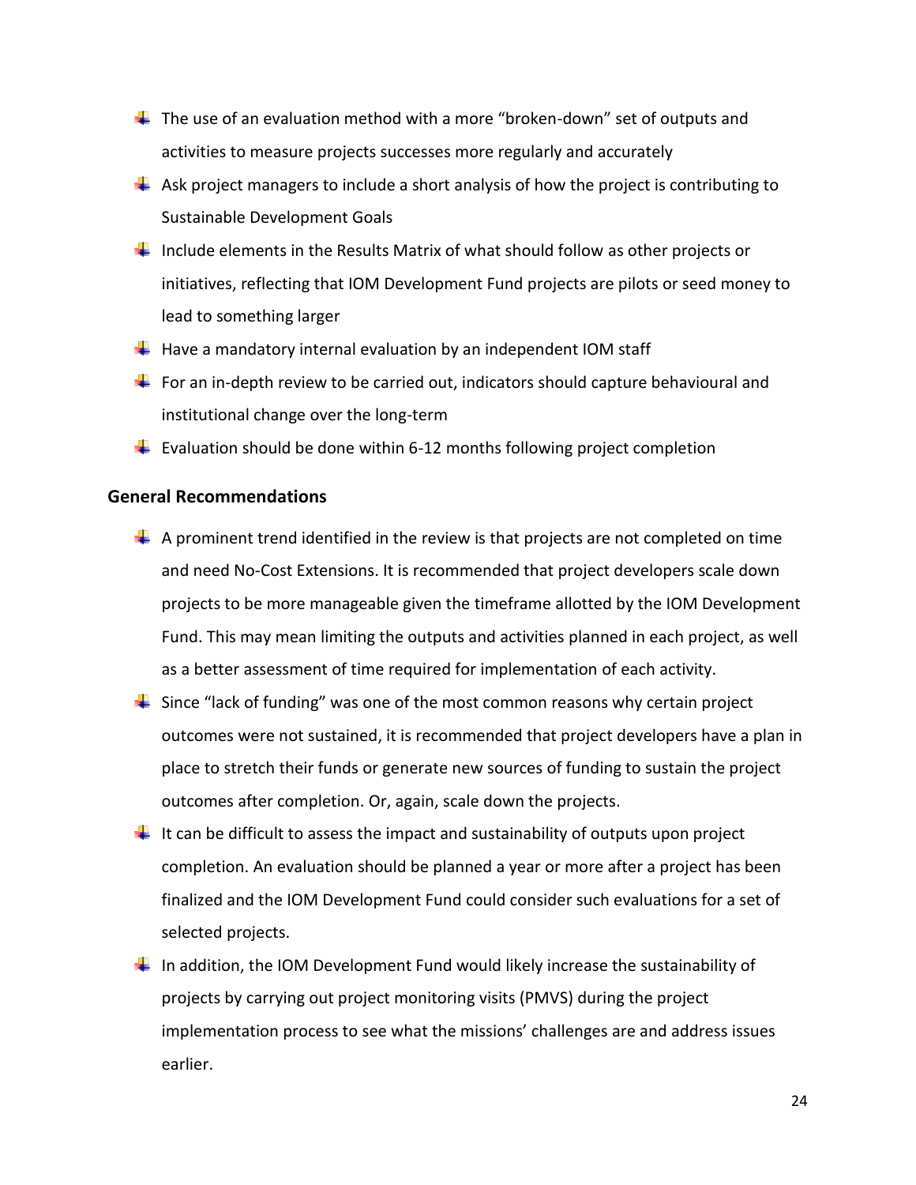- The use of an evaluation method with a more "broken-down" set of outputs and activities to measure projects successes more regularly and accurately
- Ask project managers to include a short analysis of how the project is contributing to Sustainable Development Goals
- Include elements in the Results Matrix of what should follow as other projects or initiatives, reflecting that IOM Development Fund projects are pilots or seed money to lead to something larger
- Have a mandatory internal evaluation by an independent IOM staff
- For an in-depth review to be carried out, indicators should capture behavioural and institutional change over the long-term
- Evaluation should be done within 6-12 months following project completion

### General Recommendations

- A prominent trend identified in the review is that projects are not completed on time and need No-Cost Extensions. It is recommended that project developers scale down projects to be more manageable given the timeframe allotted by the IOM Development Fund. This may mean limiting the outputs and activities planned in each project, as well as a better assessment of time required for implementation of each activity.
- Since "lack of funding" was one of the most common reasons why certain project outcomes were not sustained, it is recommended that project developers have a plan in place to stretch their funds or generate new sources of funding to sustain the project outcomes after completion. Or, again, scale down the projects.
- It can be difficult to assess the impact and sustainability of outputs upon project completion. An evaluation should be planned a year or more after a project has been finalized and the IOM Development Fund could consider such evaluations for a set of selected projects.
- In addition, the IOM Development Fund would likely increase the sustainability of projects by carrying out project monitoring visits (PMVS) during the project implementation process to see what the missions' challenges are and address issues earlier.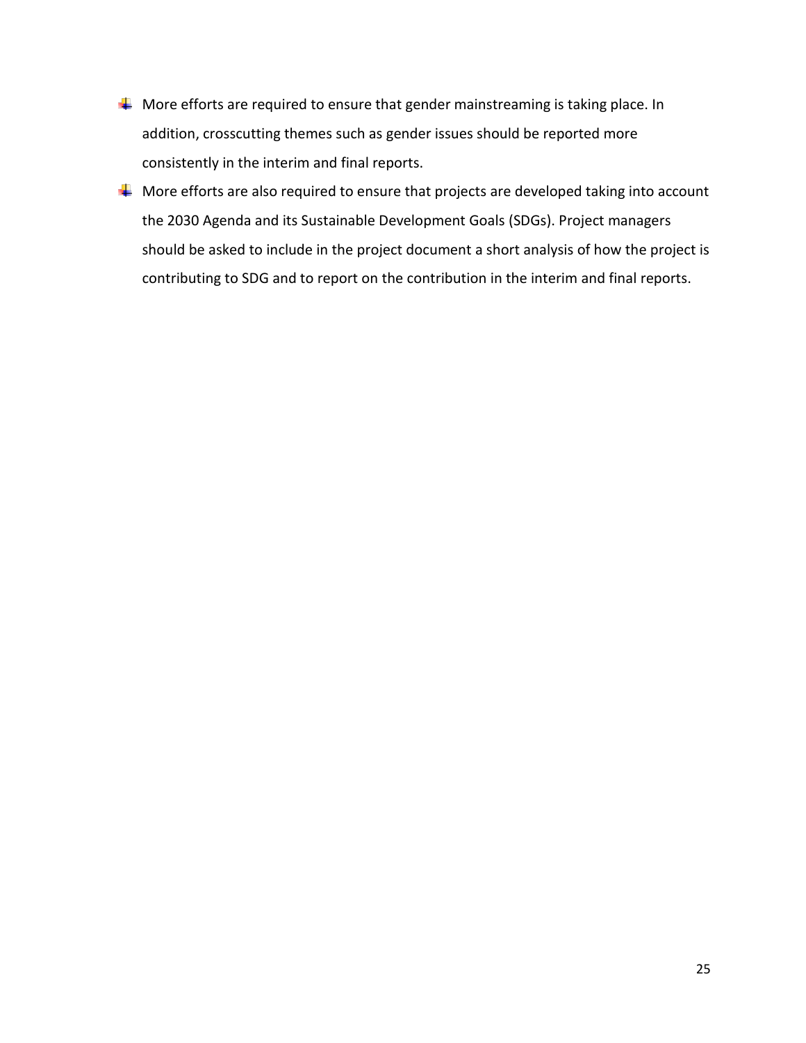- More efforts are required to ensure that gender mainstreaming is taking place. In addition, crosscutting themes such as gender issues should be reported more consistently in the interim and final reports.
- More efforts are also required to ensure that projects are developed taking into account the 2030 Agenda and its Sustainable Development Goals (SDGs). Project managers should be asked to include in the project document a short analysis of how the project is contributing to SDG and to report on the contribution in the interim and final reports.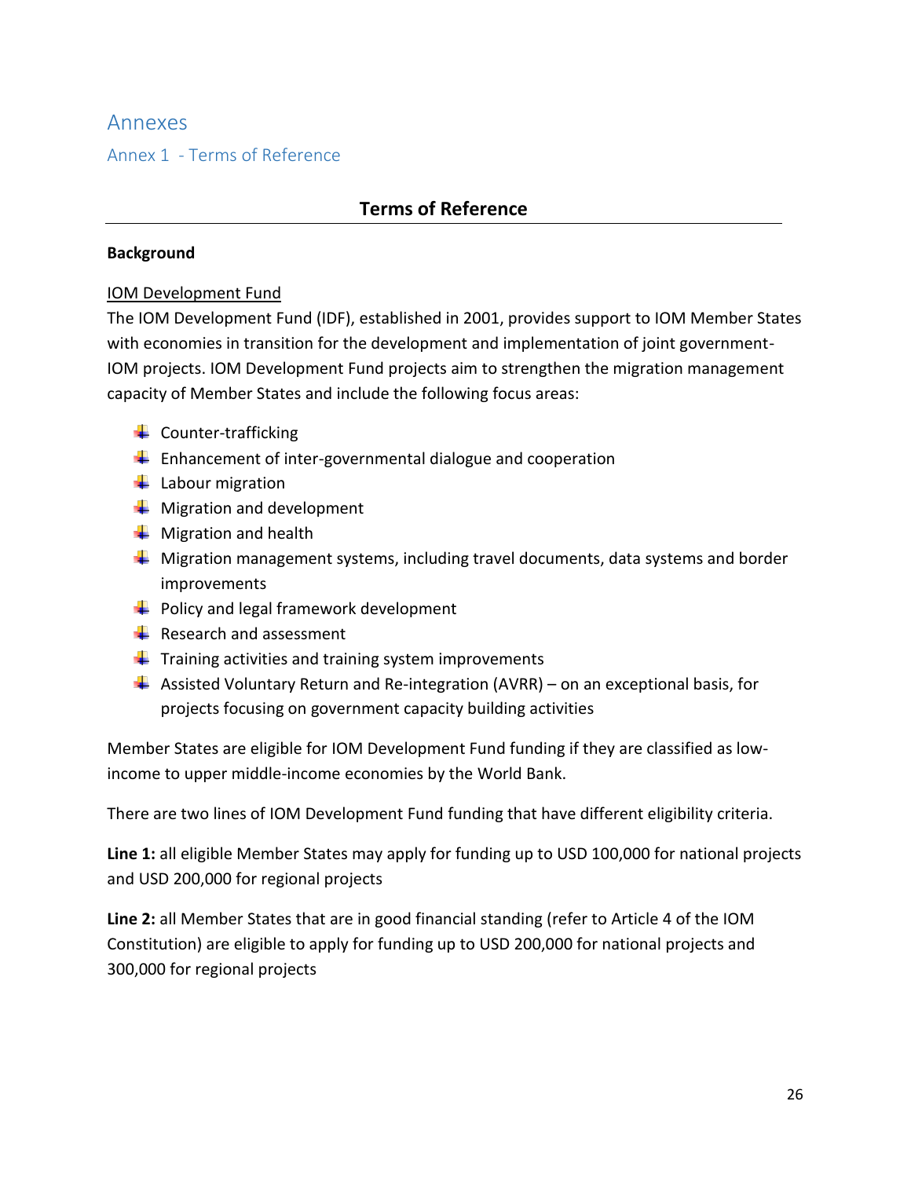# Annexes

## Annex 1 - Terms of Reference

### Terms of Reference

**Background**

IOM Development Fund

The IOM Development Fund (IDF), established in 2001, provides support to IOM Member States with economies in transition for the development and implementation of joint government-IOM projects. IOM Development Fund projects aim to strengthen the migration management capacity of Member States and include the following focus areas:

- Counter-trafficking
- Enhancement of inter-governmental dialogue and cooperation
- Labour migration
- Migration and development
- Migration and health
- Migration management systems, including travel documents, data systems and border improvements
- Policy and legal framework development
- Research and assessment
- Training activities and training system improvements
- Assisted Voluntary Return and Re-integration (AVRR) – on an exceptional basis, for projects focusing on government capacity building activities

Member States are eligible for IOM Development Fund funding if they are classified as low-income to upper middle-income economies by the World Bank.

There are two lines of IOM Development Fund funding that have different eligibility criteria.

**Line 1:** all eligible Member States may apply for funding up to USD 100,000 for national projects and USD 200,000 for regional projects

**Line 2:** all Member States that are in good financial standing (refer to Article 4 of the IOM Constitution) are eligible to apply for funding up to USD 200,000 for national projects and 300,000 for regional projects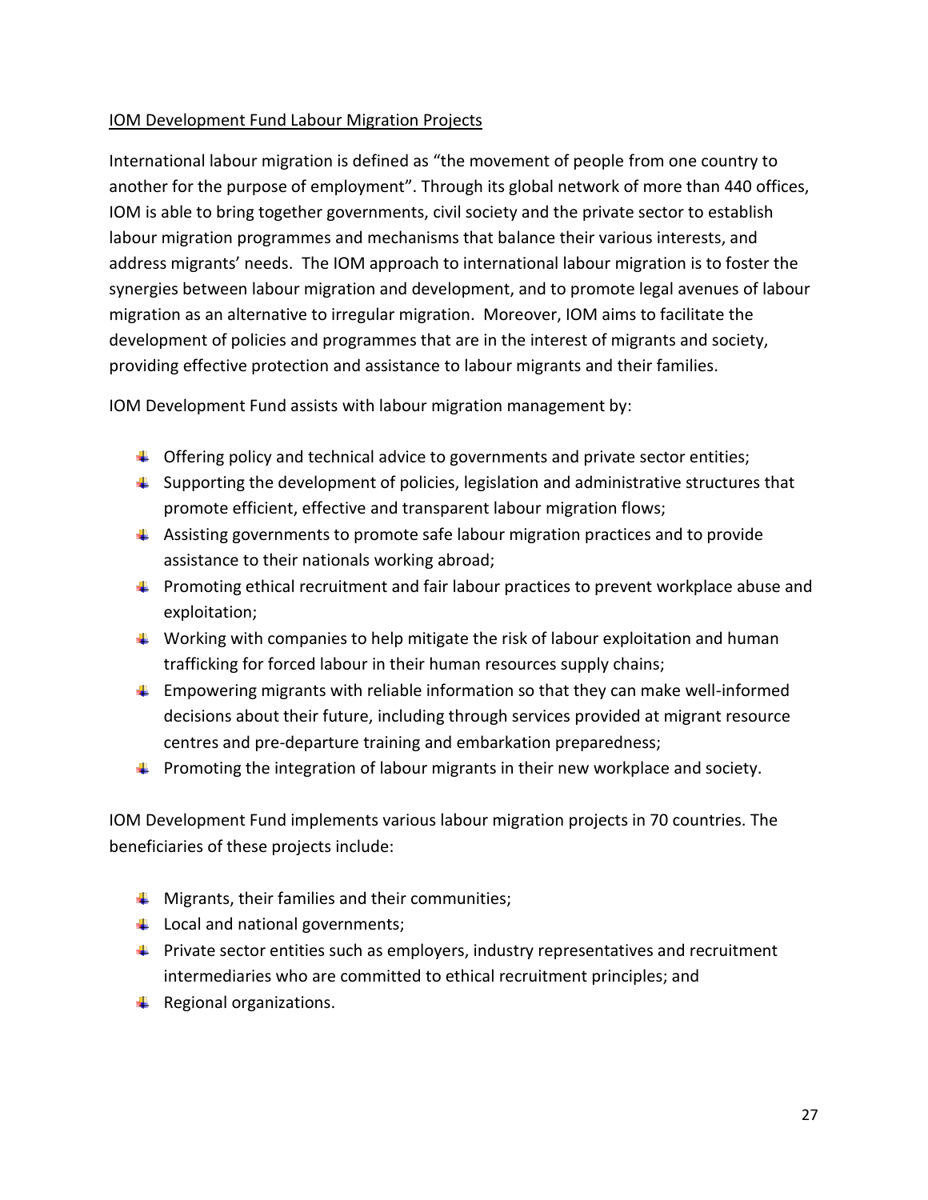## IOM Development Fund Labour Migration Projects

International labour migration is defined as "the movement of people from one country to another for the purpose of employment". Through its global network of more than 440 offices, IOM is able to bring together governments, civil society and the private sector to establish labour migration programmes and mechanisms that balance their various interests, and address migrants' needs. The IOM approach to international labour migration is to foster the synergies between labour migration and development, and to promote legal avenues of labour migration as an alternative to irregular migration. Moreover, IOM aims to facilitate the development of policies and programmes that are in the interest of migrants and society, providing effective protection and assistance to labour migrants and their families.

IOM Development Fund assists with labour migration management by:

- Offering policy and technical advice to governments and private sector entities;
- Supporting the development of policies, legislation and administrative structures that promote efficient, effective and transparent labour migration flows;
- Assisting governments to promote safe labour migration practices and to provide assistance to their nationals working abroad;
- Promoting ethical recruitment and fair labour practices to prevent workplace abuse and exploitation;
- Working with companies to help mitigate the risk of labour exploitation and human trafficking for forced labour in their human resources supply chains;
- Empowering migrants with reliable information so that they can make well-informed decisions about their future, including through services provided at migrant resource centres and pre-departure training and embarkation preparedness;
- Promoting the integration of labour migrants in their new workplace and society.

IOM Development Fund implements various labour migration projects in 70 countries. The beneficiaries of these projects include:

- Migrants, their families and their communities;
- Local and national governments;
- Private sector entities such as employers, industry representatives and recruitment intermediaries who are committed to ethical recruitment principles; and
- Regional organizations.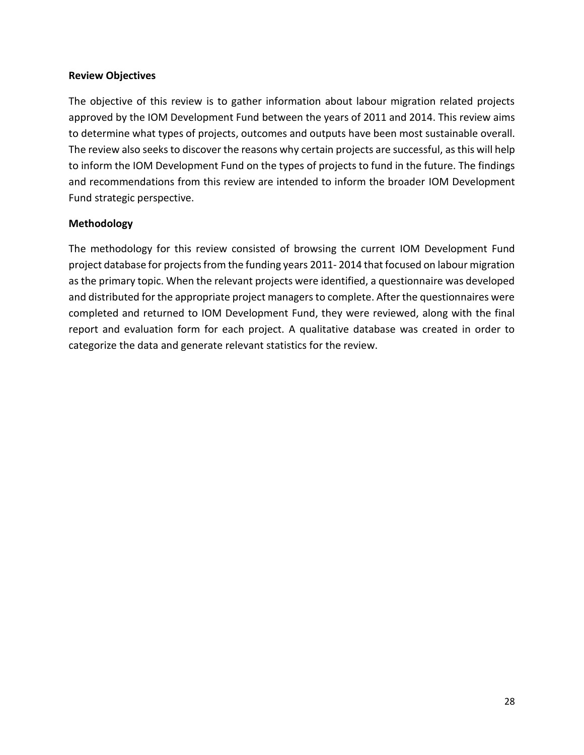**Review Objectives**

The objective of this review is to gather information about labour migration related projects approved by the IOM Development Fund between the years of 2011 and 2014. This review aims to determine what types of projects, outcomes and outputs have been most sustainable overall. The review also seeks to discover the reasons why certain projects are successful, as this will help to inform the IOM Development Fund on the types of projects to fund in the future. The findings and recommendations from this review are intended to inform the broader IOM Development Fund strategic perspective.

**Methodology**

The methodology for this review consisted of browsing the current IOM Development Fund project database for projects from the funding years 2011- 2014 that focused on labour migration as the primary topic. When the relevant projects were identified, a questionnaire was developed and distributed for the appropriate project managers to complete. After the questionnaires were completed and returned to IOM Development Fund, they were reviewed, along with the final report and evaluation form for each project. A qualitative database was created in order to categorize the data and generate relevant statistics for the review.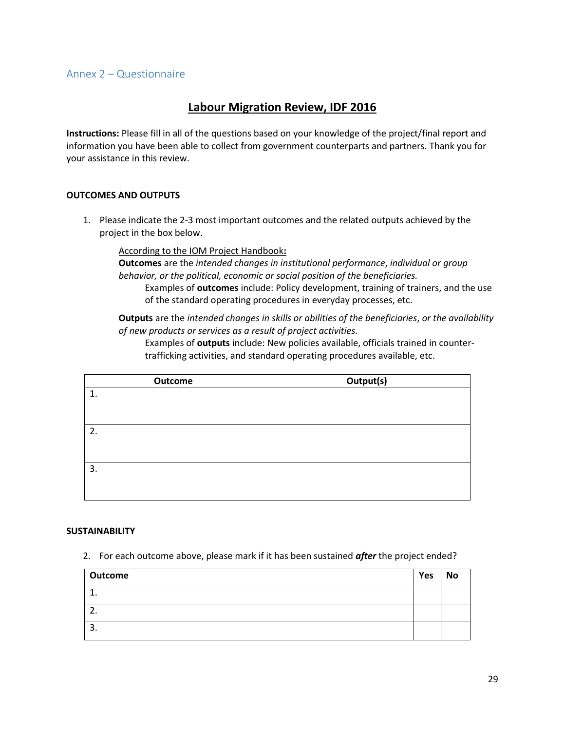## Annex 2 – Questionnaire

# Labour Migration Review, IDF 2016

**Instructions:** Please fill in all of the questions based on your knowledge of the project/final report and information you have been able to collect from government counterparts and partners. Thank you for your assistance in this review.

**OUTCOMES AND OUTPUTS**

1. Please indicate the 2-3 most important outcomes and the related outputs achieved by the project in the box below.

   According to the IOM Project Handbook**:**
   **Outcomes** are the *intended changes in institutional performance*, *individual or group behavior, or the political, economic or social position of the beneficiaries.*
   
   Examples of **outcomes** include: Policy development, training of trainers, and the use of the standard operating procedures in everyday processes, etc.

   **Outputs** are the *intended changes in skills or abilities of the beneficiaries*, *or the availability of new products or services as a result of project activities.*
   
   Examples of **outputs** include: New policies available, officials trained in counter-trafficking activities, and standard operating procedures available, etc.

| Outcome | Output(s) |
|---|---|
| 1. | |
| 2. | |
| 3. | |

**SUSTAINABILITY**

2. For each outcome above, please mark if it has been sustained ***after*** the project ended?

| Outcome | Yes | No |
|---|---|---|
| 1. | | |
| 2. | | |
| 3. | | |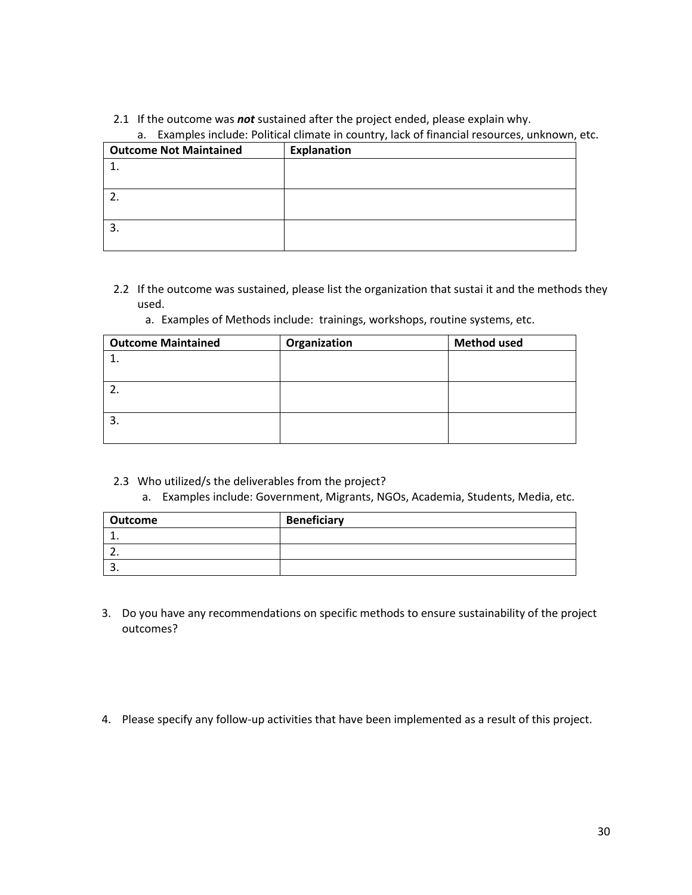2.1 If the outcome was ***not*** sustained after the project ended, please explain why.

   a. Examples include: Political climate in country, lack of financial resources, unknown, etc.

| Outcome Not Maintained | Explanation |
|---|---|
| 1. | |
| 2. | |
| 3. | |

2.2 If the outcome was sustained, please list the organization that sustai it and the methods they used.

   a. Examples of Methods include: trainings, workshops, routine systems, etc.

| Outcome Maintained | Organization | Method used |
|---|---|---|
| 1. | | |
| 2. | | |
| 3. | | |

2.3 Who utilized/s the deliverables from the project?

   a. Examples include: Government, Migrants, NGOs, Academia, Students, Media, etc.

| Outcome | Beneficiary |
|---|---|
| 1. | |
| 2. | |
| 3. | |

3. Do you have any recommendations on specific methods to ensure sustainability of the project outcomes?

4. Please specify any follow-up activities that have been implemented as a result of this project.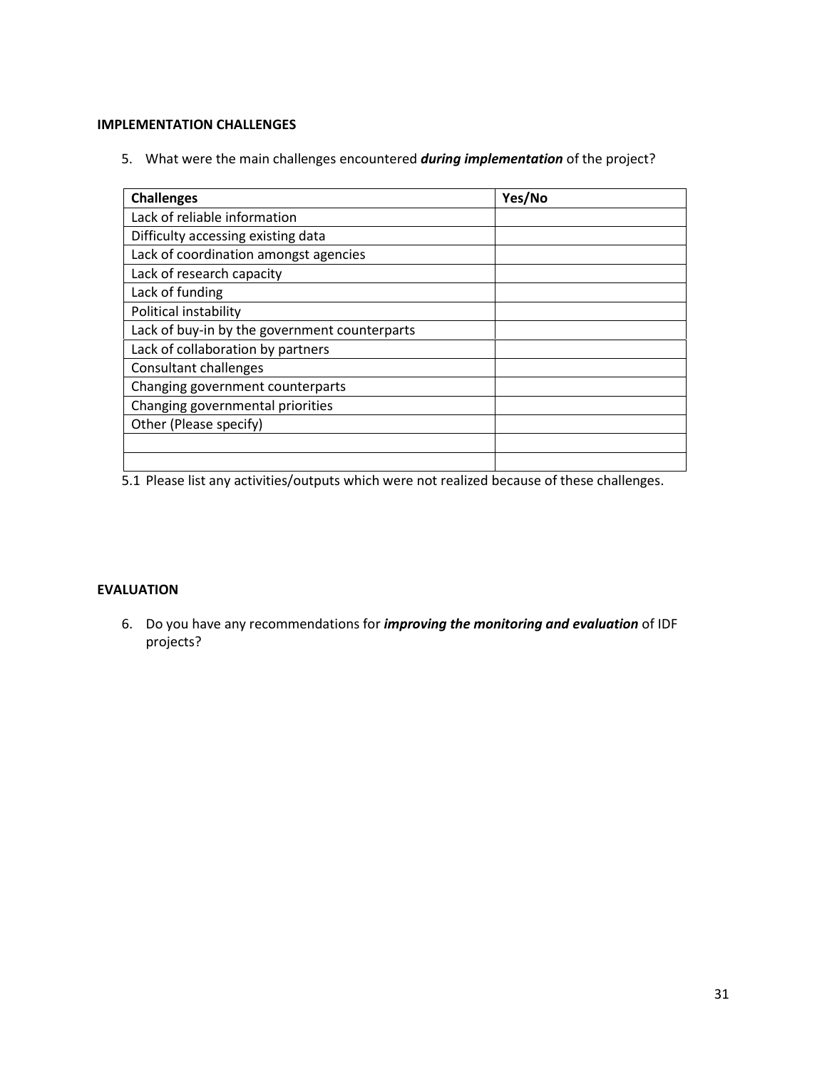**IMPLEMENTATION CHALLENGES**

5. What were the main challenges encountered ***during implementation*** of the project?

| Challenges | Yes/No |
|---|---|
| Lack of reliable information | |
| Difficulty accessing existing data | |
| Lack of coordination amongst agencies | |
| Lack of research capacity | |
| Lack of funding | |
| Political instability | |
| Lack of buy-in by the government counterparts | |
| Lack of collaboration by partners | |
| Consultant challenges | |
| Changing government counterparts | |
| Changing governmental priorities | |
| Other (Please specify) | |
| | |
| | |

5.1 Please list any activities/outputs which were not realized because of these challenges.

**EVALUATION**

6. Do you have any recommendations for ***improving the monitoring and evaluation*** of IDF projects?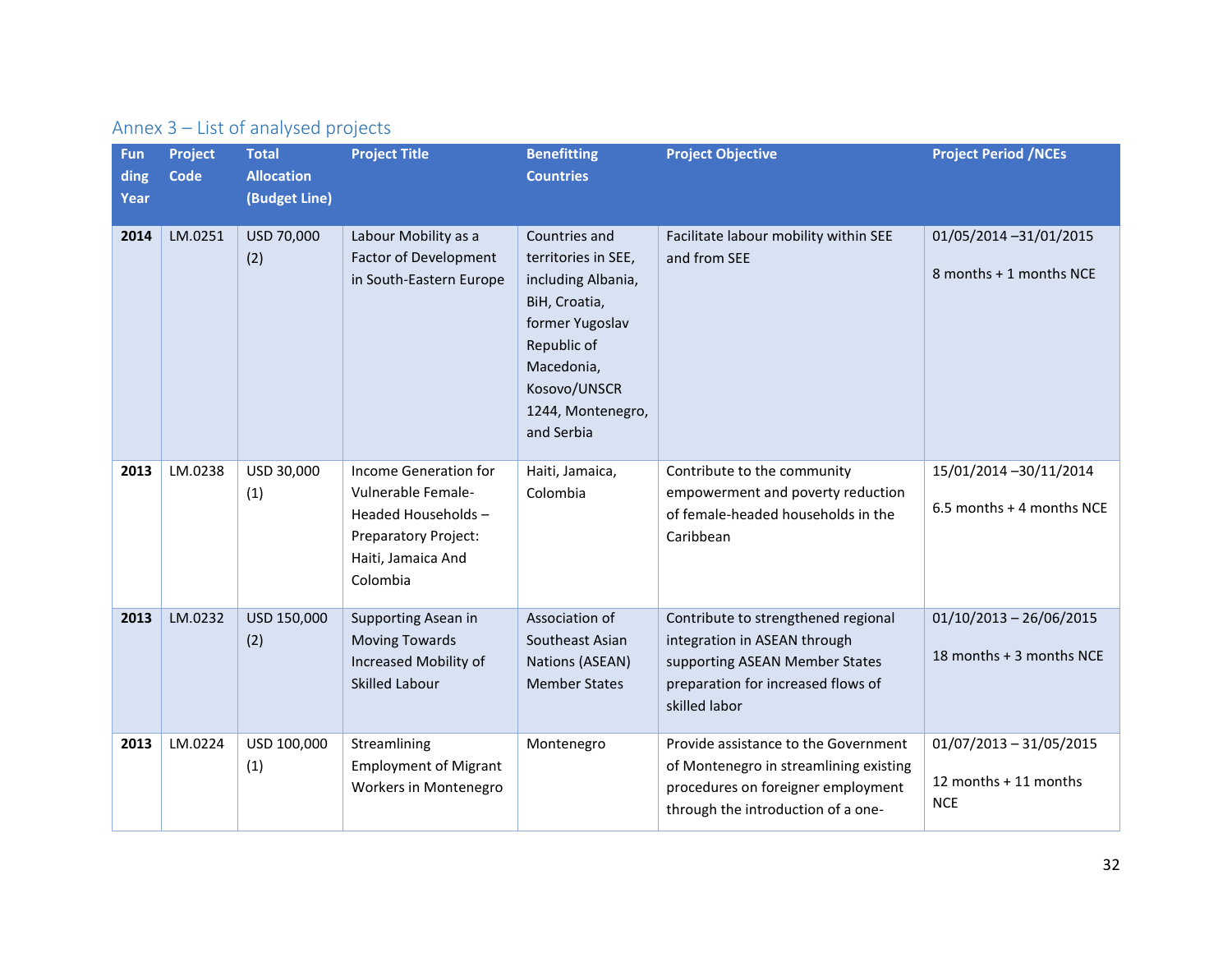## Annex 3 – List of analysed projects

| Funding Year | Project Code | Total Allocation (Budget Line) | Project Title | Benefitting Countries | Project Objective | Project Period /NCEs |
|---|---|---|---|---|---|---|
| **2014** | LM.0251 | USD 70,000 (2) | Labour Mobility as a Factor of Development in South-Eastern Europe | Countries and territories in SEE, including Albania, BiH, Croatia, former Yugoslav Republic of Macedonia, Kosovo/UNSCR 1244, Montenegro, and Serbia | Facilitate labour mobility within SEE and from SEE | 01/05/2014 –31/01/2015<br><br>8 months + 1 months NCE |
| **2013** | LM.0238 | USD 30,000 (1) | Income Generation for Vulnerable Female-Headed Households – Preparatory Project: Haiti, Jamaica And Colombia | Haiti, Jamaica, Colombia | Contribute to the community empowerment and poverty reduction of female-headed households in the Caribbean | 15/01/2014 –30/11/2014<br><br>6.5 months + 4 months NCE |
| **2013** | LM.0232 | USD 150,000 (2) | Supporting Asean in Moving Towards Increased Mobility of Skilled Labour | Association of Southeast Asian Nations (ASEAN) Member States | Contribute to strengthened regional integration in ASEAN through supporting ASEAN Member States preparation for increased flows of skilled labor | 01/10/2013 – 26/06/2015<br><br>18 months + 3 months NCE |
| **2013** | LM.0224 | USD 100,000 (1) | Streamlining Employment of Migrant Workers in Montenegro | Montenegro | Provide assistance to the Government of Montenegro in streamlining existing procedures on foreigner employment through the introduction of a one- | 01/07/2013 – 31/05/2015<br><br>12 months + 11 months NCE |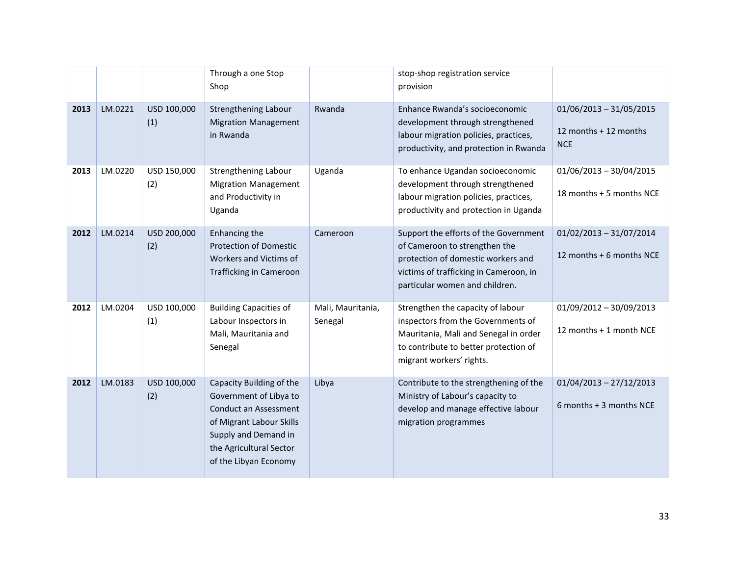| | | | Through a one Stop Shop | | stop-shop registration service provision | |
|---|---|---|---|---|---|---|
| **2013** | LM.0221 | USD 100,000 (1) | Strengthening Labour Migration Management in Rwanda | Rwanda | Enhance Rwanda's socioeconomic development through strengthened labour migration policies, practices, productivity, and protection in Rwanda | 01/06/2013 – 31/05/2015<br><br>12 months + 12 months NCE |
| **2013** | LM.0220 | USD 150,000 (2) | Strengthening Labour Migration Management and Productivity in Uganda | Uganda | To enhance Ugandan socioeconomic development through strengthened labour migration policies, practices, productivity and protection in Uganda | 01/06/2013 – 30/04/2015<br><br>18 months + 5 months NCE |
| **2012** | LM.0214 | USD 200,000 (2) | Enhancing the Protection of Domestic Workers and Victims of Trafficking in Cameroon | Cameroon | Support the efforts of the Government of Cameroon to strengthen the protection of domestic workers and victims of trafficking in Cameroon, in particular women and children. | 01/02/2013 – 31/07/2014<br><br>12 months + 6 months NCE |
| **2012** | LM.0204 | USD 100,000 (1) | Building Capacities of Labour Inspectors in Mali, Mauritania and Senegal | Mali, Mauritania, Senegal | Strengthen the capacity of labour inspectors from the Governments of Mauritania, Mali and Senegal in order to contribute to better protection of migrant workers' rights. | 01/09/2012 – 30/09/2013<br><br>12 months + 1 month NCE |
| **2012** | LM.0183 | USD 100,000 (2) | Capacity Building of the Government of Libya to Conduct an Assessment of Migrant Labour Skills Supply and Demand in the Agricultural Sector of the Libyan Economy | Libya | Contribute to the strengthening of the Ministry of Labour's capacity to develop and manage effective labour migration programmes | 01/04/2013 – 27/12/2013<br><br>6 months + 3 months NCE |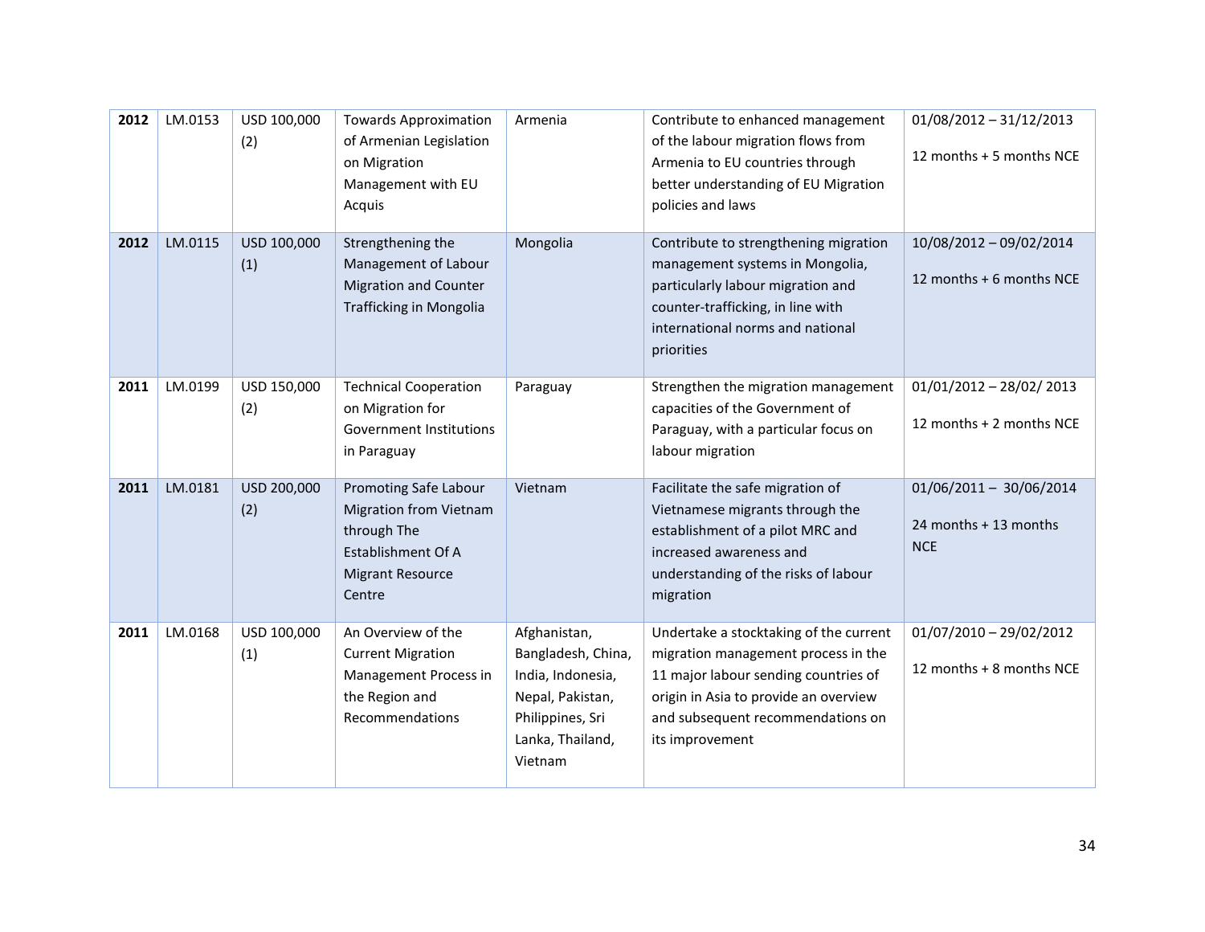| **2012** | LM.0153 | USD 100,000 (2) | Towards Approximation of Armenian Legislation on Migration Management with EU Acquis | Armenia | Contribute to enhanced management of the labour migration flows from Armenia to EU countries through better understanding of EU Migration policies and laws | 01/08/2012 – 31/12/2013<br><br>12 months + 5 months NCE |
|---|---|---|---|---|---|---|
| **2012** | LM.0115 | USD 100,000 (1) | Strengthening the Management of Labour Migration and Counter Trafficking in Mongolia | Mongolia | Contribute to strengthening migration management systems in Mongolia, particularly labour migration and counter-trafficking, in line with international norms and national priorities | 10/08/2012 – 09/02/2014<br><br>12 months + 6 months NCE |
| **2011** | LM.0199 | USD 150,000 (2) | Technical Cooperation on Migration for Government Institutions in Paraguay | Paraguay | Strengthen the migration management capacities of the Government of Paraguay, with a particular focus on labour migration | 01/01/2012 – 28/02/ 2013<br><br>12 months + 2 months NCE |
| **2011** | LM.0181 | USD 200,000 (2) | Promoting Safe Labour Migration from Vietnam through The Establishment Of A Migrant Resource Centre | Vietnam | Facilitate the safe migration of Vietnamese migrants through the establishment of a pilot MRC and increased awareness and understanding of the risks of labour migration | 01/06/2011 – 30/06/2014<br><br>24 months + 13 months NCE |
| **2011** | LM.0168 | USD 100,000 (1) | An Overview of the Current Migration Management Process in the Region and Recommendations | Afghanistan, Bangladesh, China, India, Indonesia, Nepal, Pakistan, Philippines, Sri Lanka, Thailand, Vietnam | Undertake a stocktaking of the current migration management process in the 11 major labour sending countries of origin in Asia to provide an overview and subsequent recommendations on its improvement | 01/07/2010 – 29/02/2012<br><br>12 months + 8 months NCE |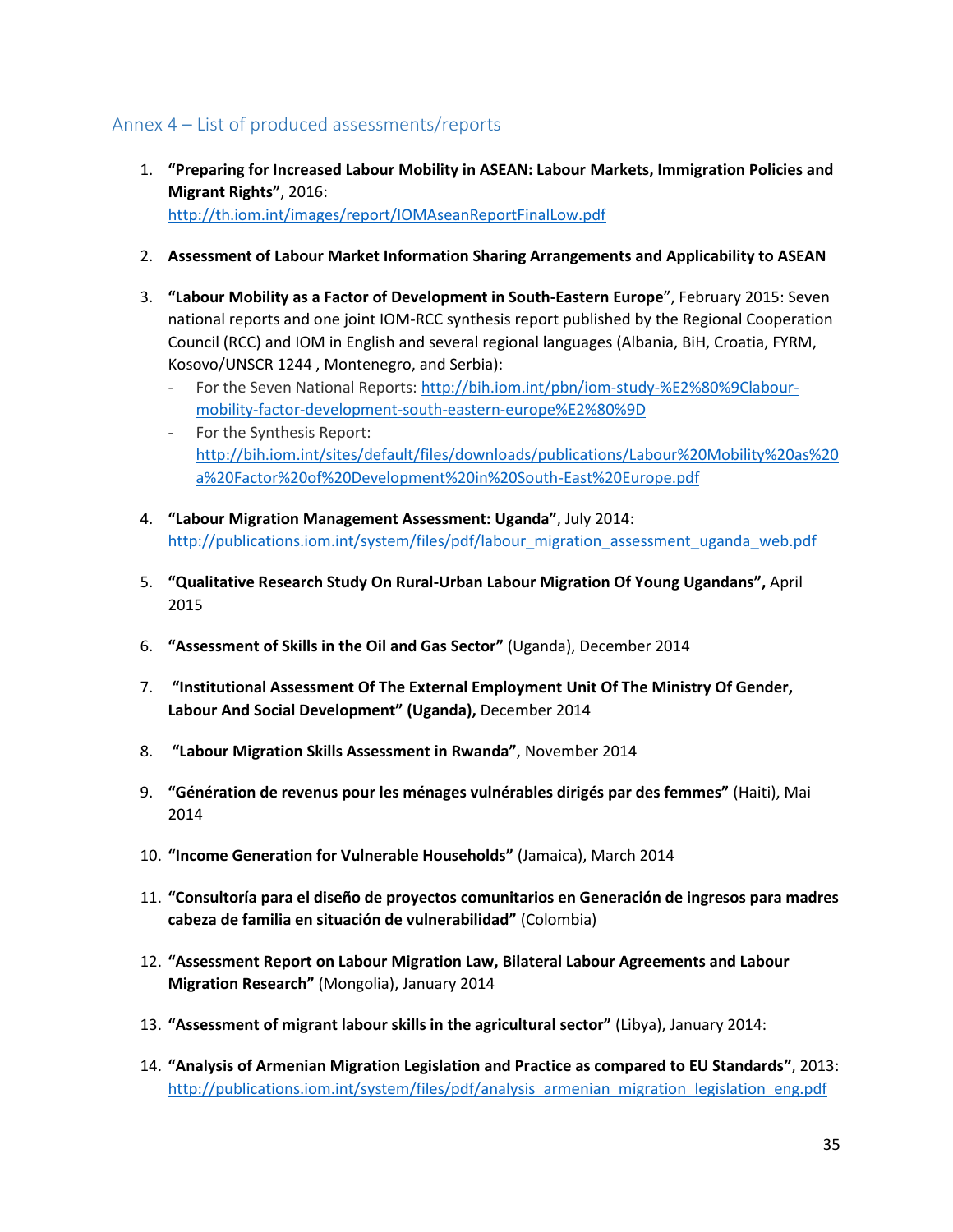## Annex 4 – List of produced assessments/reports

1. **"Preparing for Increased Labour Mobility in ASEAN: Labour Markets, Immigration Policies and Migrant Rights"**, 2016: http://th.iom.int/images/report/IOMAseanReportFinalLow.pdf

2. **Assessment of Labour Market Information Sharing Arrangements and Applicability to ASEAN**

3. **"Labour Mobility as a Factor of Development in South-Eastern Europe**", February 2015: Seven national reports and one joint IOM-RCC synthesis report published by the Regional Cooperation Council (RCC) and IOM in English and several regional languages (Albania, BiH, Croatia, FYRM, Kosovo/UNSCR 1244 , Montenegro, and Serbia):
   - For the Seven National Reports: http://bih.iom.int/pbn/iom-study-%E2%80%9Clabour-mobility-factor-development-south-eastern-europe%E2%80%9D
   - For the Synthesis Report: http://bih.iom.int/sites/default/files/downloads/publications/Labour%20Mobility%20as%20a%20Factor%20of%20Development%20in%20South-East%20Europe.pdf

4. **"Labour Migration Management Assessment: Uganda"**, July 2014: http://publications.iom.int/system/files/pdf/labour_migration_assessment_uganda_web.pdf

5. **"Qualitative Research Study On Rural-Urban Labour Migration Of Young Ugandans",** April 2015

6. **"Assessment of Skills in the Oil and Gas Sector"** (Uganda), December 2014

7. **"Institutional Assessment Of The External Employment Unit Of The Ministry Of Gender, Labour And Social Development" (Uganda),** December 2014

8. **"Labour Migration Skills Assessment in Rwanda"**, November 2014

9. **"Génération de revenus pour les ménages vulnérables dirigés par des femmes"** (Haiti), Mai 2014

10. **"Income Generation for Vulnerable Households"** (Jamaica), March 2014

11. **"Consultoría para el diseño de proyectos comunitarios en Generación de ingresos para madres cabeza de familia en situación de vulnerabilidad"** (Colombia)

12. **"Assessment Report on Labour Migration Law, Bilateral Labour Agreements and Labour Migration Research"** (Mongolia), January 2014

13. **"Assessment of migrant labour skills in the agricultural sector"** (Libya), January 2014:

14. **"Analysis of Armenian Migration Legislation and Practice as compared to EU Standards"**, 2013: http://publications.iom.int/system/files/pdf/analysis_armenian_migration_legislation_eng.pdf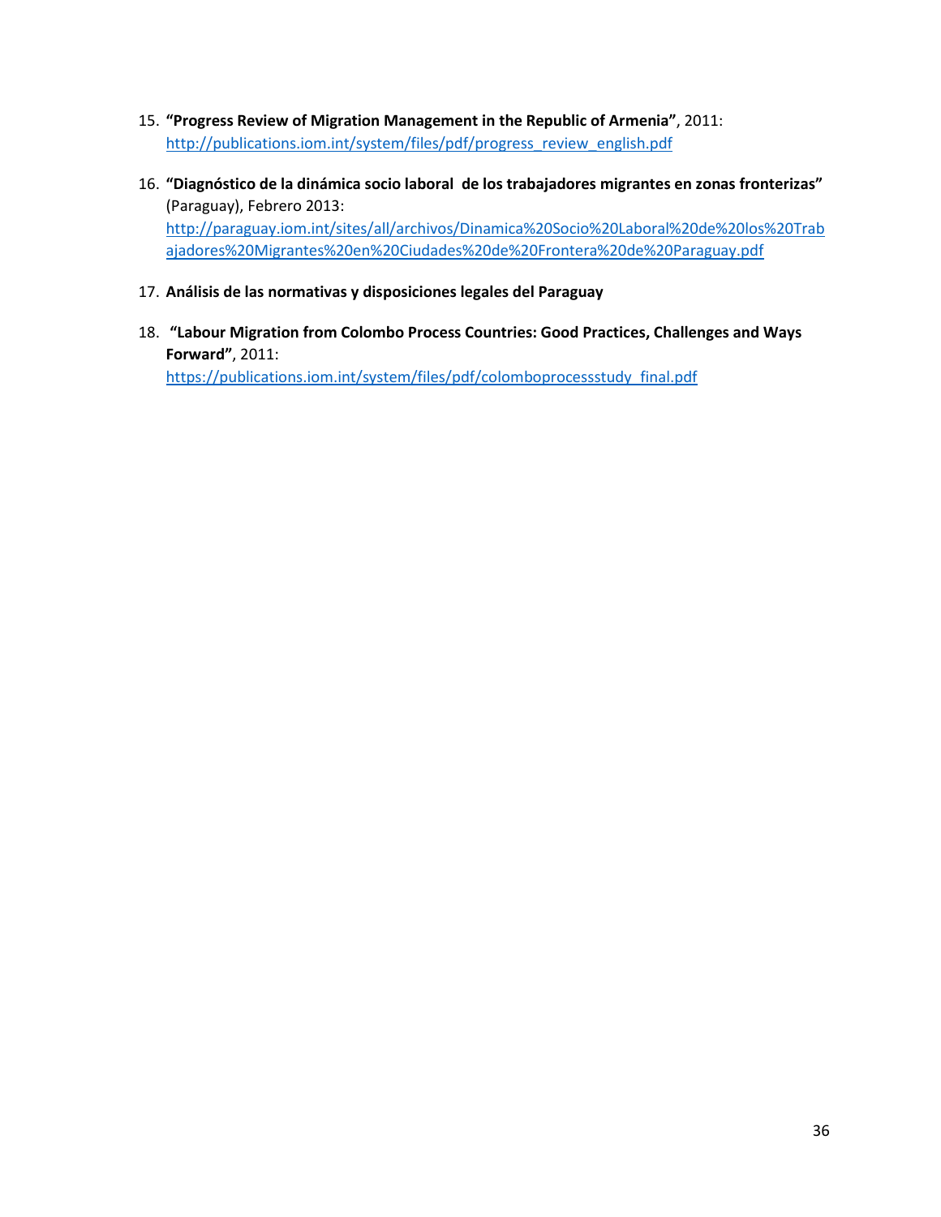15. **"Progress Review of Migration Management in the Republic of Armenia"**, 2011: http://publications.iom.int/system/files/pdf/progress_review_english.pdf

16. **"Diagnóstico de la dinámica socio laboral de los trabajadores migrantes en zonas fronterizas"** (Paraguay), Febrero 2013: http://paraguay.iom.int/sites/all/archivos/Dinamica%20Socio%20Laboral%20de%20los%20Trabajadores%20Migrantes%20en%20Ciudades%20de%20Frontera%20de%20Paraguay.pdf

17. **Análisis de las normativas y disposiciones legales del Paraguay**

18. **"Labour Migration from Colombo Process Countries: Good Practices, Challenges and Ways Forward"**, 2011: https://publications.iom.int/system/files/pdf/colomboprocessstudy_final.pdf